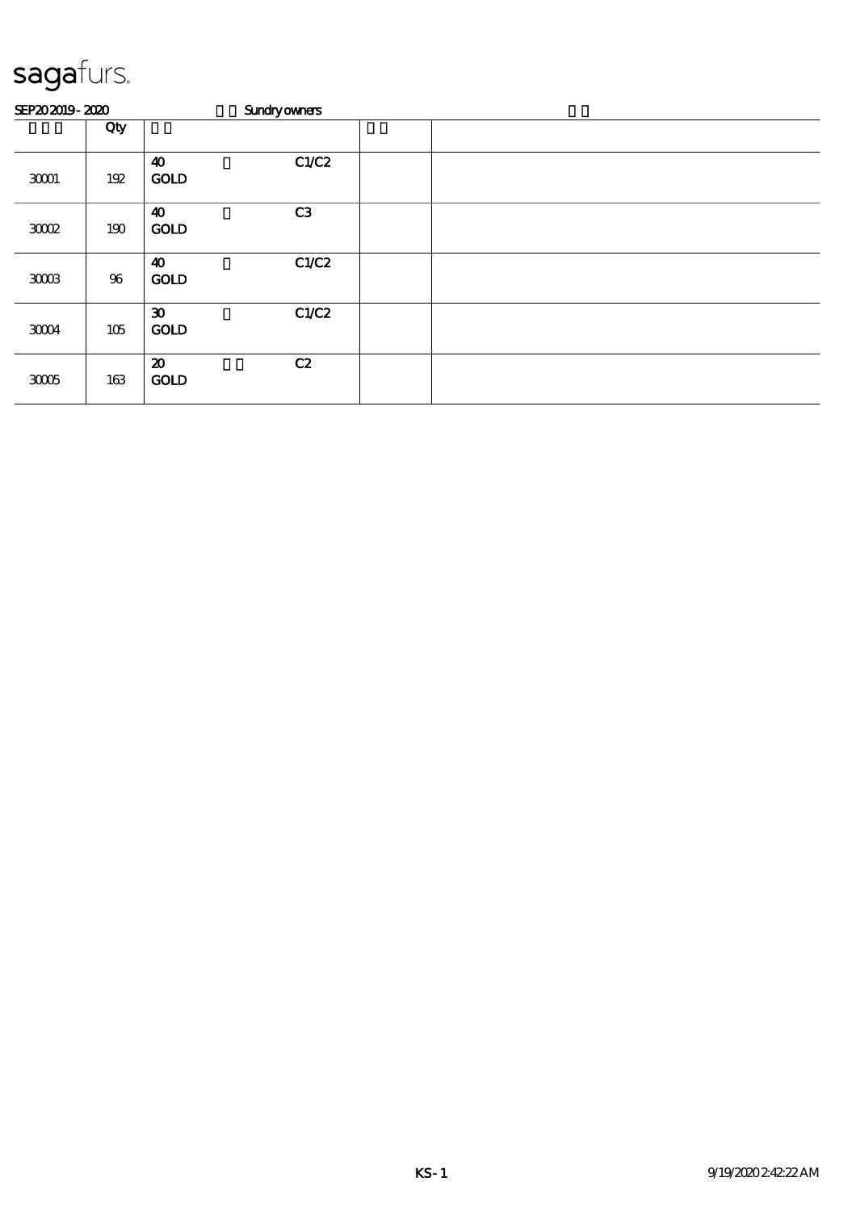sagafurs.

SEP20 2019 - 2020 Sundry owners

| | Qty | | | | | |
|---|---|---|---|---|---|---|
| 30001 | 192 | 40<br>GOLD | | C1/C2 | | |
| 30002 | 190 | 40<br>GOLD | | C3 | | |
| 30003 | 96 | 40<br>GOLD | | C1/C2 | | |
| 30004 | 105 | 30<br>GOLD | | C1/C2 | | |
| 30005 | 163 | 20<br>GOLD | | C2 | | |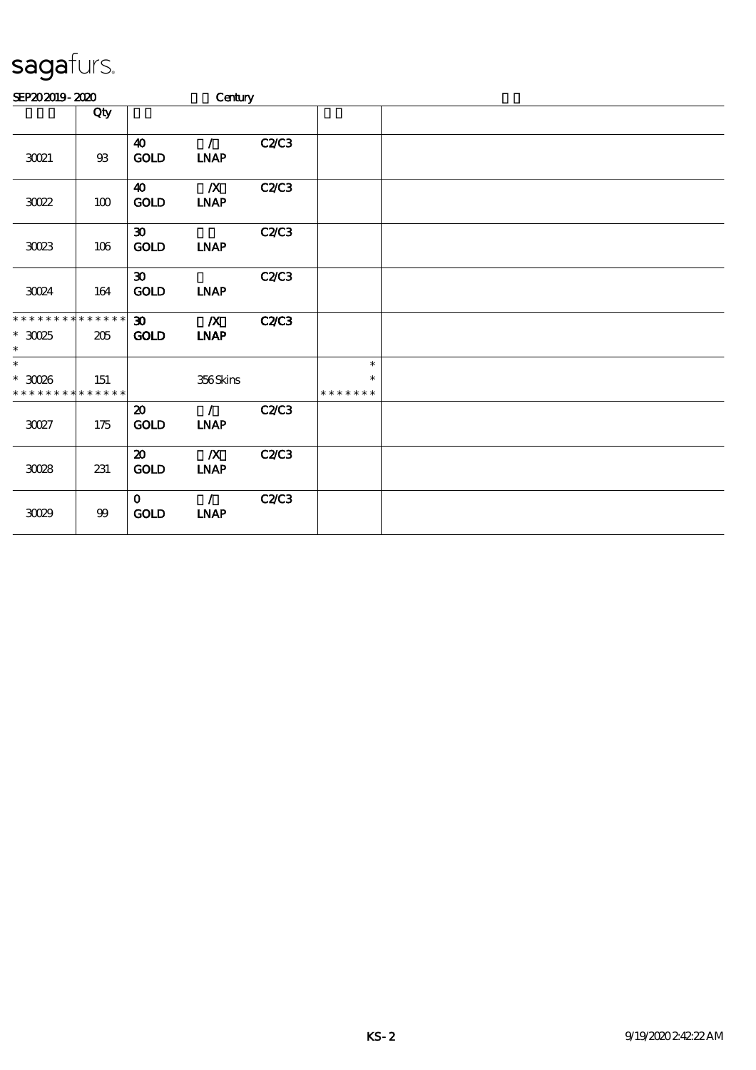sagafurs.

SEP20 2019 - 2020 Century

| | Qty | | | | | |
|---|---|---|---|---|---|---|
| 30021 | 93 | 40 GOLD | / LNAP | C2/C3 | | |
| 30022 | 100 | 40 GOLD | /X LNAP | C2/C3 | | |
| 30023 | 106 | 30 GOLD | LNAP | C2/C3 | | |
| 30024 | 164 | 30 GOLD | LNAP | C2/C3 | | |
| * * * * * * * * * * * * * *<br>* 30025<br>* | 205 | **30 GOLD** | **/X LNAP** | **C2/C3** | | |
| *<br>* 30026<br>* * * * * * * * * * * * * * | 151 | | 356 Skins | | *<br>*<br>* * * * * * * | |
| 30027 | 175 | 20 GOLD | / LNAP | C2/C3 | | |
| 30028 | 231 | 20 GOLD | /X LNAP | C2/C3 | | |
| 30029 | 99 | 0 GOLD | / LNAP | C2/C3 | | |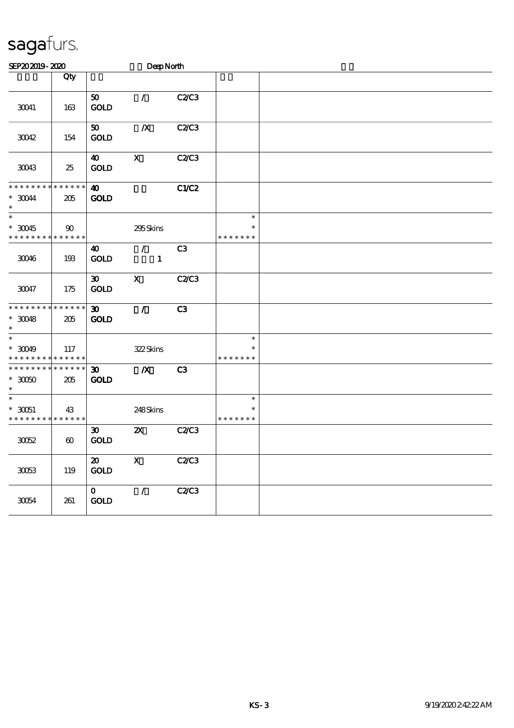# sagafurs.

SEP20 2019 - 2020 Deep North

| | Qty | | | | | |
|---|---|---|---|---|---|---|
| 30041 | 163 | 50 GOLD | / | C2/C3 | | |
| 30042 | 154 | 50 GOLD | /X | C2/C3 | | |
| 30043 | 25 | 40 GOLD | X | C2/C3 | | |
| * * * * * * * * * * * * * * * 30044 * | 205 | 40 GOLD | | C1/C2 | | |
| * * 30045 * * * * * * * * * * * * * * | 90 | | 295 Skins | | * * * * * * * * * | |
| 30046 | 193 | 40 GOLD | / 1 | C3 | | |
| 30047 | 175 | 30 GOLD | X | C2/C3 | | |
| * * * * * * * * * * * * * * * 30048 * | 205 | 30 GOLD | / | C3 | | |
| * * 30049 * * * * * * * * * * * * * * | 117 | | 322 Skins | | * * * * * * * * * | |
| * * * * * * * * * * * * * * * 30050 * | 205 | 30 GOLD | /X | C3 | | |
| * * 30051 * * * * * * * * * * * * * * | 43 | | 248 Skins | | * * * * * * * * * | |
| 30052 | 60 | 30 GOLD | 2X | C2/C3 | | |
| 30053 | 119 | 20 GOLD | X | C2/C3 | | |
| 30054 | 261 | 0 GOLD | / | C2/C3 | | |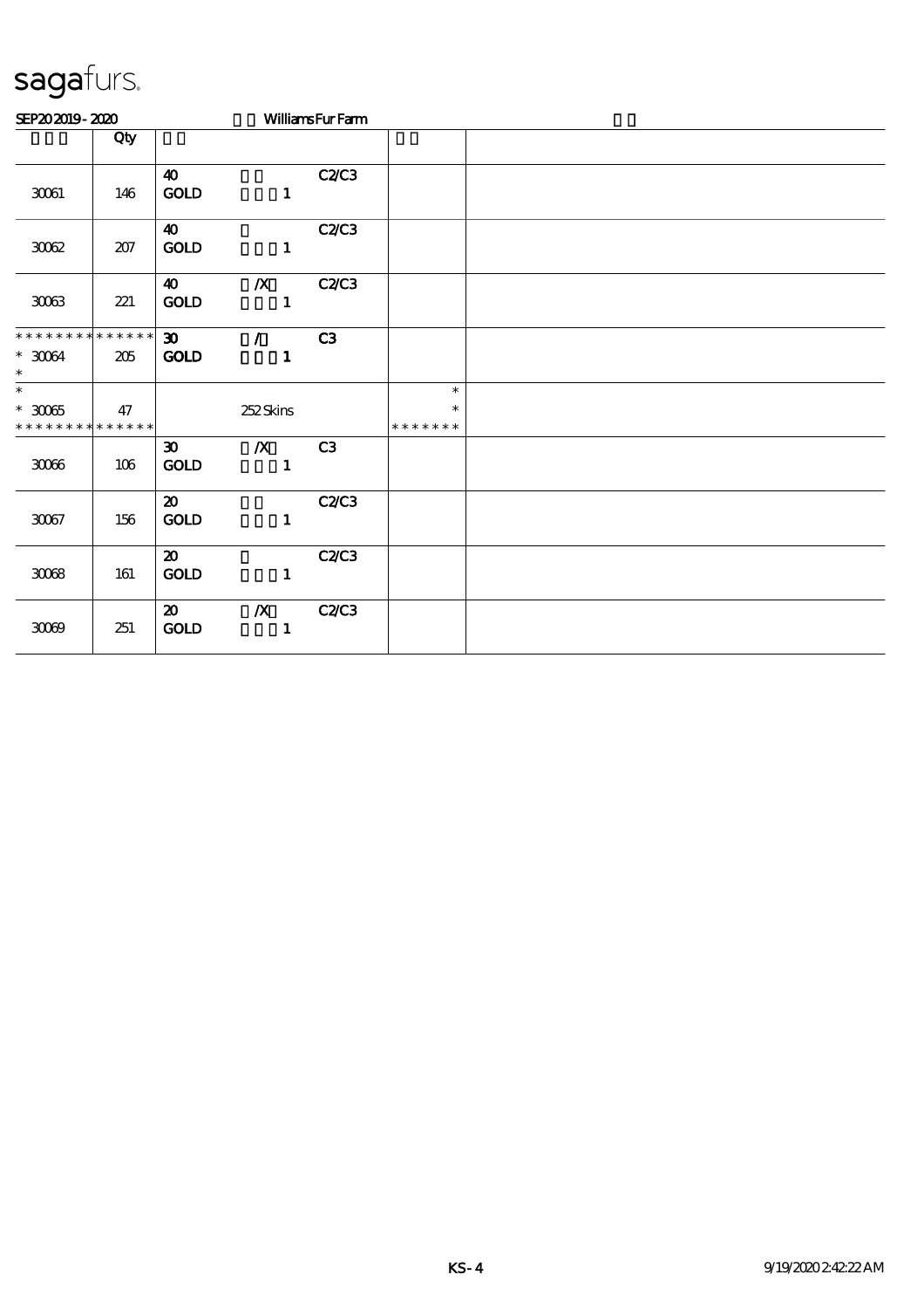sagafurs.

SEP20 2019 - 2020 Williams Fur Farm

| | Qty | | | | | |
|---|---|---|---|---|---|---|
| 30061 | 146 | 40<br>GOLD | 1 | C2/C3 | | |
| 30062 | 207 | 40<br>GOLD | 1 | C2/C3 | | |
| 30063 | 221 | 40<br>GOLD | /X<br>1 | C2/C3 | | |
| * * * * * * * * * * * * * *<br>* 30064<br>* | 205 | 30<br>GOLD | /<br>1 | C3 | | |
| *<br>* 30065<br>* * * * * * * * * * * * * * | 47 | | 252 Skins | | *<br>*<br>* * * * * * * | |
| 30066 | 106 | 30<br>GOLD | /X<br>1 | C3 | | |
| 30067 | 156 | 20<br>GOLD | 1 | C2/C3 | | |
| 30068 | 161 | 20<br>GOLD | 1 | C2/C3 | | |
| 30069 | 251 | 20<br>GOLD | /X<br>1 | C2/C3 | | |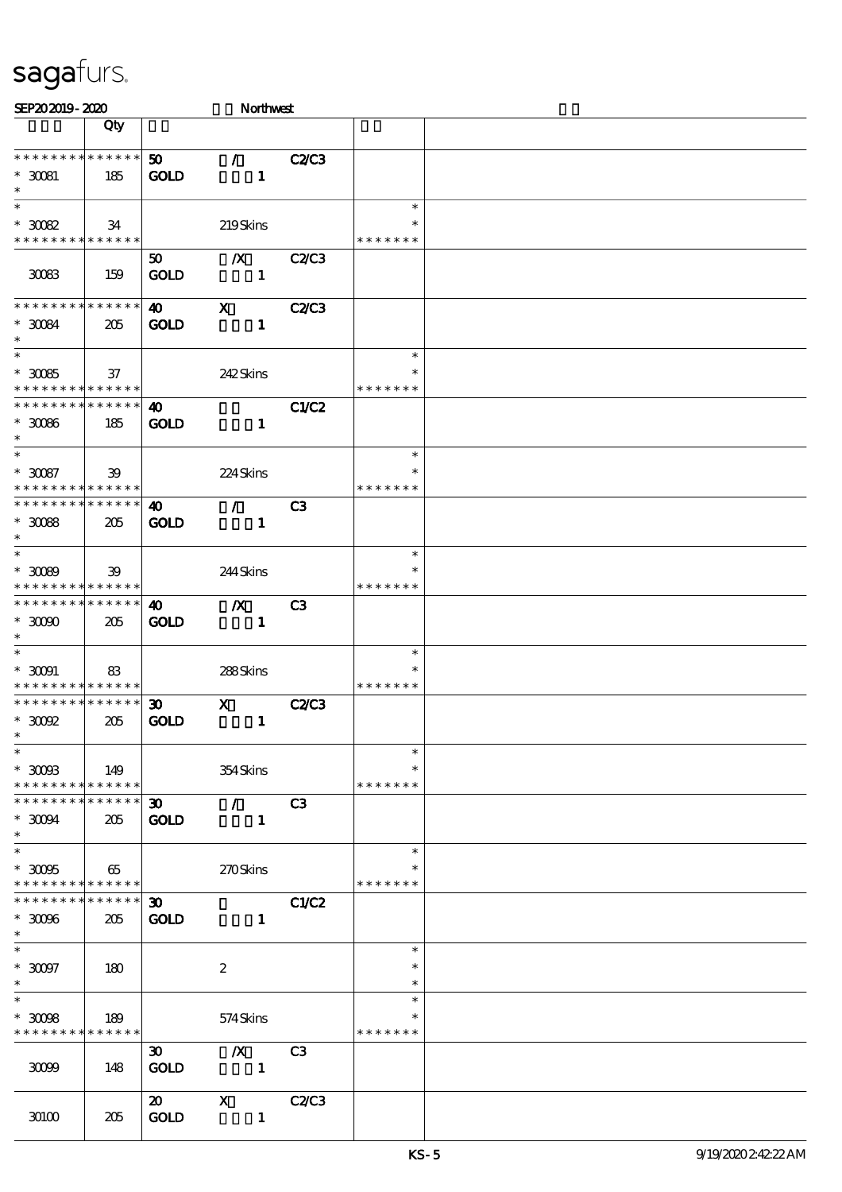sagafurs.

SEP20 2019 - 2020 Northwest

| | Qty | | | | | |
|---|---|---|---|---|---|---|
| * * * * * * * * * * * * * * | | 50 | / | C2/C3 | | |
| * 30081 | 185 | GOLD | 1 | | | |
| * | | | | | | |
| * | | | | | * | |
| * 30082 | 34 | | 219 Skins | | * | |
| * * * * * * * * * * * * * * | | | | | * * * * * * * | |
| | | 50 | /X | C2/C3 | | |
| 30083 | 159 | GOLD | 1 | | | |
| * * * * * * * * * * * * * * | | 40 | X | C2/C3 | | |
| * 30084 | 205 | GOLD | 1 | | | |
| * | | | | | | |
| * | | | | | * | |
| * 30085 | 37 | | 242 Skins | | * | |
| * * * * * * * * * * * * * * | | | | | * * * * * * * | |
| * * * * * * * * * * * * * * | | 40 | | C1/C2 | | |
| * 30086 | 185 | GOLD | 1 | | | |
| * | | | | | | |
| * | | | | | * | |
| * 30087 | 39 | | 224 Skins | | * | |
| * * * * * * * * * * * * * * | | | | | * * * * * * * | |
| * * * * * * * * * * * * * * | | 40 | / | C3 | | |
| * 30088 | 205 | GOLD | 1 | | | |
| * | | | | | | |
| * | | | | | * | |
| * 30089 | 39 | | 244 Skins | | * | |
| * * * * * * * * * * * * * * | | | | | * * * * * * * | |
| * * * * * * * * * * * * * * | | 40 | /X | C3 | | |
| * 30090 | 205 | GOLD | 1 | | | |
| * | | | | | | |
| * | | | | | * | |
| * 30091 | 83 | | 288 Skins | | * | |
| * * * * * * * * * * * * * * | | | | | * * * * * * * | |
| * * * * * * * * * * * * * * | | 30 | X | C2/C3 | | |
| * 30092 | 205 | GOLD | 1 | | | |
| * | | | | | | |
| * | | | | | * | |
| * 30093 | 149 | | 354 Skins | | * | |
| * * * * * * * * * * * * * * | | | | | * * * * * * * | |
| * * * * * * * * * * * * * * | | 30 | / | C3 | | |
| * 30094 | 205 | GOLD | 1 | | | |
| * | | | | | | |
| * | | | | | * | |
| * 30095 | 65 | | 270 Skins | | * | |
| * * * * * * * * * * * * * * | | | | | * * * * * * * | |
| * * * * * * * * * * * * * * | | 30 | | C1/C2 | | |
| * 30096 | 205 | GOLD | 1 | | | |
| * | | | | | | |
| * | | | | | * | |
| * 30097 | 180 | | 2 | | * | |
| * | | | | | * | |
| * | | | | | * | |
| * 30098 | 189 | | 574 Skins | | * | |
| * * * * * * * * * * * * * * | | | | | * * * * * * * | |
| | | 30 | /X | C3 | | |
| 30099 | 148 | GOLD | 1 | | | |
| | | 20 | X | C2/C3 | | |
| 30100 | 205 | GOLD | 1 | | | |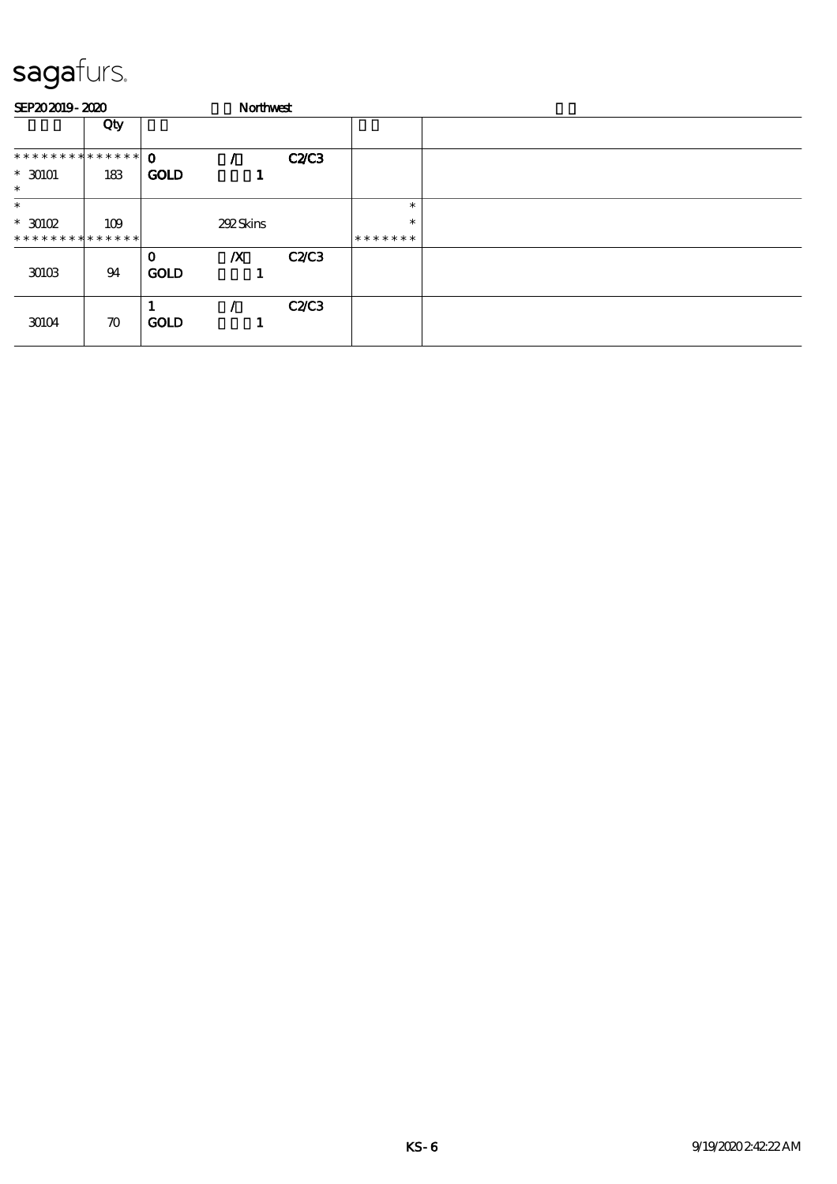# sagafurs.

SEP20 2019 - 2020 Northwest

| | Qty | | | | | |
|---|---|---|---|---|---|---|
| ************** | | 0 | / | C2/C3 | | |
| * 30101 | 183 | GOLD | 1 | | | |
| * | | | | | | |
| * | | | | | * | |
| * 30102 | 109 | | 292 Skins | | * | |
| ************** | | | | | ******* | |
| | | 0 | /X | C2/C3 | | |
| 30103 | 94 | GOLD | 1 | | | |
| | | 1 | / | C2/C3 | | |
| 30104 | 70 | GOLD | 1 | | | |

KS-6 9/19/2020 2:42:22 AM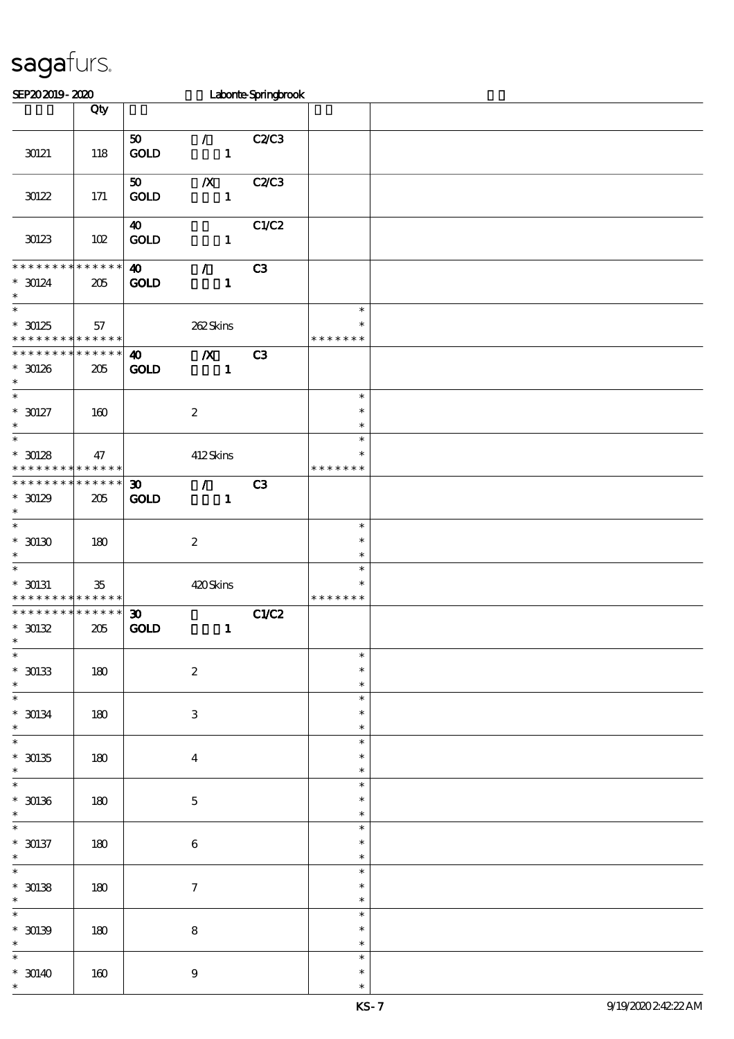sagafurs.

SEP20 2019 - 2020 Labonte-Springbrook

| | Qty | | | |
|---|---|---|---|---|
| 30121 | 118 | 50 / C2/C3 GOLD 1 | | |
| 30122 | 171 | 50 /X C2/C3 GOLD 1 | | |
| 30123 | 102 | 40 C1/C2 GOLD 1 | | |
| * * * * * * * * * * * * * * 30124 * | 205 | 40 / C3 GOLD 1 | | |
| * * 30125 * * * * * * * * * * * * * | 57 | 262 Skins | * * * * * * * * * | |
| * * * * * * * * * * * * * * 30126 * | 205 | 40 /X C3 GOLD 1 | | |
| * * 30127 * | 160 | 2 | * * * | |
| * * 30128 * * * * * * * * * * * * * | 47 | 412 Skins | * * * * * * * * * | |
| * * * * * * * * * * * * * * 30129 * | 205 | 30 / C3 GOLD 1 | | |
| * * 30130 * | 180 | 2 | * * * | |
| * * 30131 * * * * * * * * * * * * * | 35 | 420 Skins | * * * * * * * * * | |
| * * * * * * * * * * * * * * 30132 * | 205 | 30 C1/C2 GOLD 1 | | |
| * * 30133 * | 180 | 2 | * * * | |
| * * 30134 * | 180 | 3 | * * * | |
| * * 30135 * | 180 | 4 | * * * | |
| * * 30136 * | 180 | 5 | * * * | |
| * * 30137 * | 180 | 6 | * * * | |
| * * 30138 * | 180 | 7 | * * * | |
| * * 30139 * | 180 | 8 | * * * | |
| * * 30140 * | 160 | 9 | * * * | |

KS-7 9/19/2020 2:42:22 AM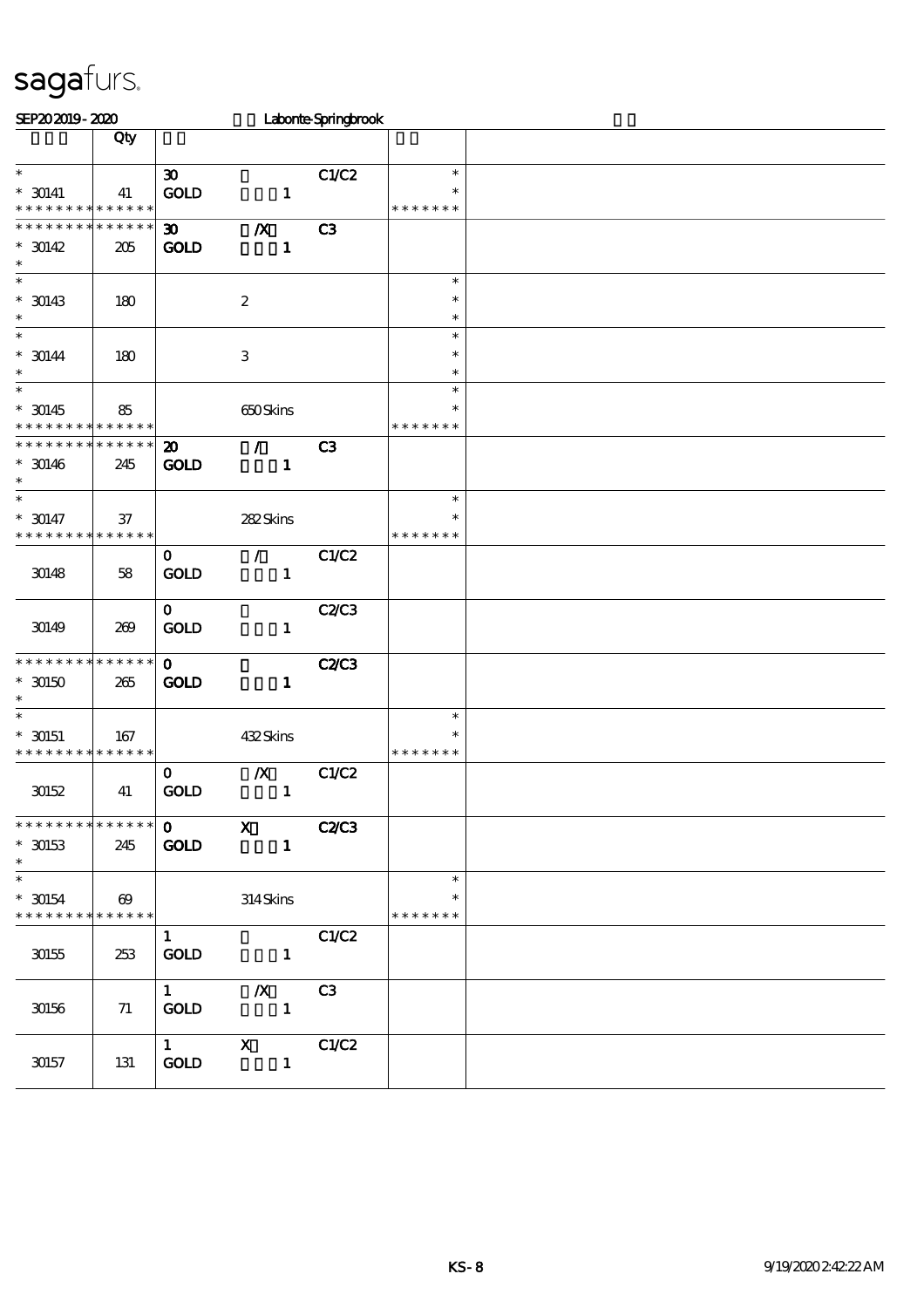sagafurs.

SEP20 2019 - 2020 Labonte-Springbrook

| | Qty | | | | | |
|---|---|---|---|---|---|---|
| * <br> * 30141 <br> * * * * * * * * * * * * * * | 41 | 30 <br> GOLD 1 | | C1/C2 | * <br> * <br> * * * * * * * | |
| * * * * * * * * * * * * * * <br> * 30142 <br> * | 205 | 30 /X <br> GOLD 1 | | C3 | | |
| * <br> * 30143 <br> * | 180 | 2 | | | * <br> * <br> * | |
| * <br> * 30144 <br> * | 180 | 3 | | | * <br> * <br> * | |
| * <br> * 30145 <br> * * * * * * * * * * * * * * | 85 | 650 Skins | | | * <br> * <br> * * * * * * * | |
| * * * * * * * * * * * * * * <br> * 30146 <br> * | 245 | 20 / <br> GOLD 1 | | C3 | | |
| * <br> * 30147 <br> * * * * * * * * * * * * * * | 37 | 282 Skins | | | * <br> * <br> * * * * * * * | |
| 30148 | 58 | 0 / <br> GOLD 1 | | C1/C2 | | |
| 30149 | 269 | 0 <br> GOLD 1 | | C2/C3 | | |
| * * * * * * * * * * * * * * <br> * 30150 <br> * | 265 | 0 <br> GOLD 1 | | C2/C3 | | |
| * <br> * 30151 <br> * * * * * * * * * * * * * * | 167 | 432 Skins | | | * <br> * <br> * * * * * * * | |
| 30152 | 41 | 0 /X <br> GOLD 1 | | C1/C2 | | |
| * * * * * * * * * * * * * * <br> * 30153 <br> * | 245 | 0 X <br> GOLD 1 | | C2/C3 | | |
| * <br> * 30154 <br> * * * * * * * * * * * * * * | 69 | 314 Skins | | | * <br> * <br> * * * * * * * | |
| 30155 | 253 | 1 <br> GOLD 1 | | C1/C2 | | |
| 30156 | 71 | 1 /X <br> GOLD 1 | | C3 | | |
| 30157 | 131 | 1 X <br> GOLD 1 | | C1/C2 | | |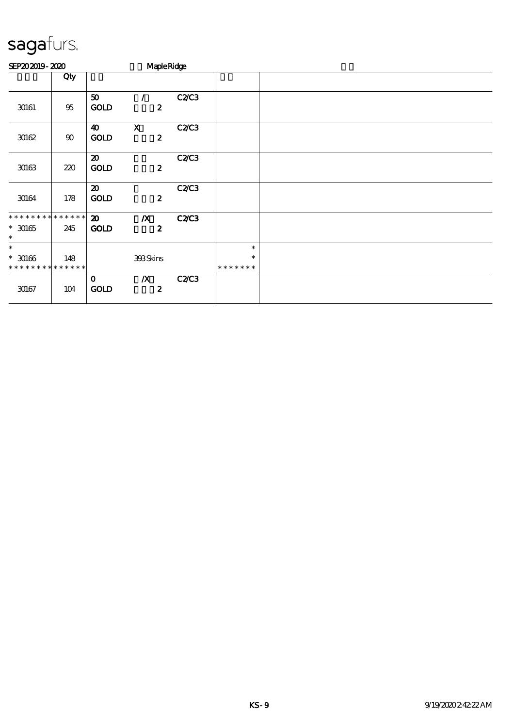# sagafurs.

SEP20 2019 - 2020 　　MapleRidge

| | Qty | | | |
|---|---|---|---|---|
| 30161 | 95 | 50 / GOLD 2 C2/C3 | | |
| 30162 | 90 | 40 X GOLD 2 C2/C3 | | |
| 30163 | 220 | 20 GOLD 2 C2/C3 | | |
| 30164 | 178 | 20 GOLD 2 C2/C3 | | |
| * * * * * * * * * * * * * * 30165 * | 245 | 20 /X GOLD 2 C2/C3 | | |
| * * 30166 * * * * * * * * * * * * * * | 148 | 393 Skins | * * * * * * * * * | |
| 30167 | 104 | 0 /X GOLD 2 C2/C3 | | |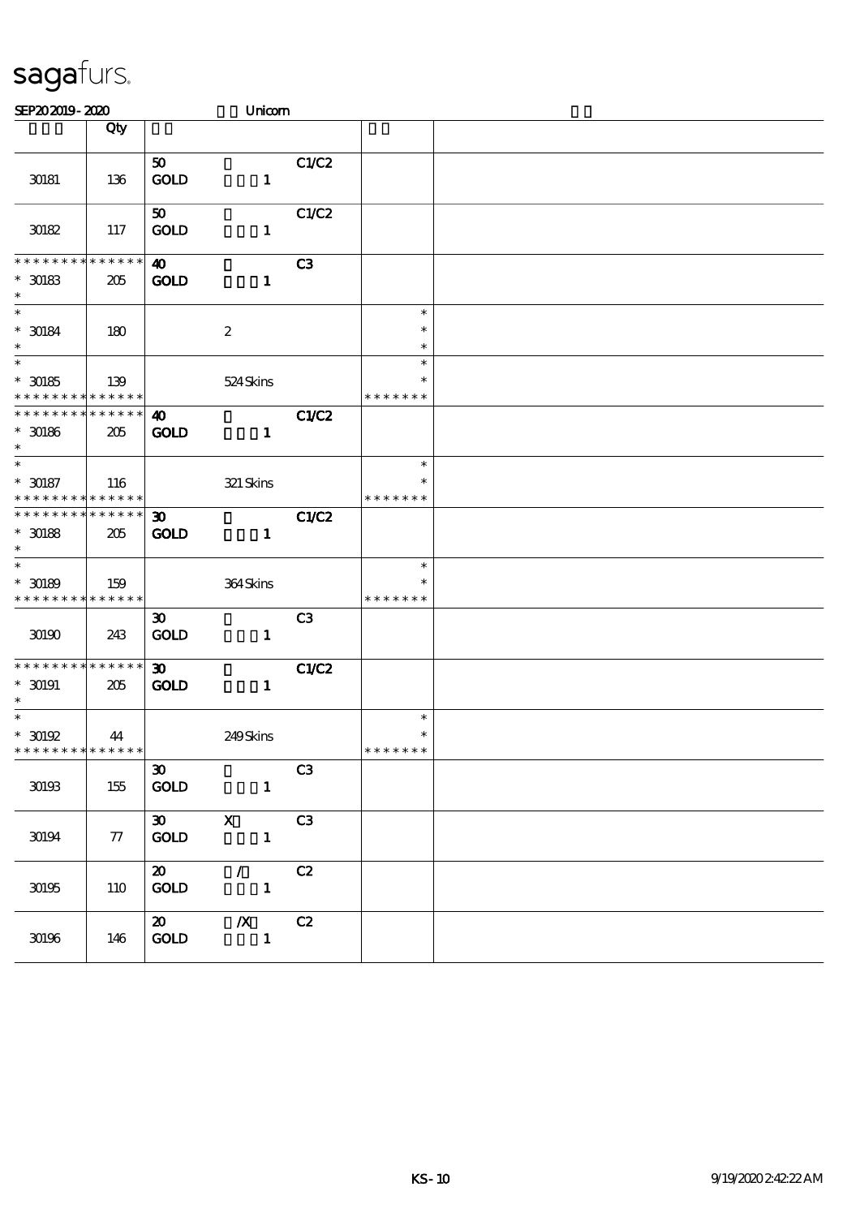# sagafurs.

SEP20 2019 - 2020 Unicorn

| | Qty | | | | | |
|---|---|---|---|---|---|---|
| 30181 | 136 | 50 GOLD | 1 | C1/C2 | | |
| 30182 | 117 | 50 GOLD | 1 | C1/C2 | | |
| * * * * * * * * * * * * * * 30183 * | 205 | 40 GOLD | 1 | C3 | | |
| * 30184 * | 180 | | 2 | | * * * | |
| * 30185 * * * * * * * * * * * * * * | 139 | | 524 Skins | | * * * * * * * * * | |
| * * * * * * * * * * * * * * 30186 * | 205 | 40 GOLD | 1 | C1/C2 | | |
| * 30187 * * * * * * * * * * * * * * | 116 | | 321 Skins | | * * * * * * * * | |
| * * * * * * * * * * * * * * 30188 * | 205 | 30 GOLD | 1 | C1/C2 | | |
| * 30189 * * * * * * * * * * * * * * | 159 | | 364 Skins | | * * * * * * * * | |
| 30190 | 243 | 30 GOLD | 1 | C3 | | |
| * * * * * * * * * * * * * * 30191 * | 205 | 30 GOLD | 1 | C1/C2 | | |
| * 30192 * * * * * * * * * * * * * * | 44 | | 249 Skins | | * * * * * * * * | |
| 30193 | 155 | 30 GOLD | 1 | C3 | | |
| 30194 | 77 | 30 GOLD | X 1 | C3 | | |
| 30195 | 110 | 20 GOLD | / 1 | C2 | | |
| 30196 | 146 | 20 GOLD | /X 1 | C2 | | |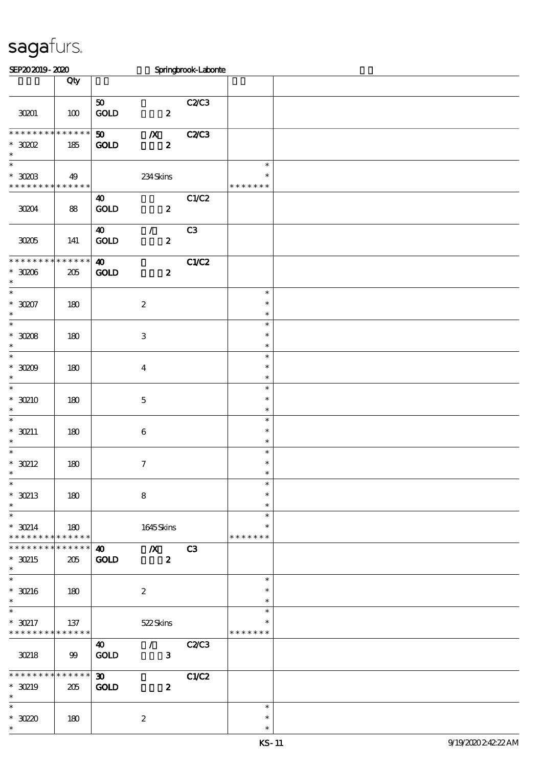sagafurs.

SEP20 2019 - 2020 Springbrook-Labonte

| | Qty | | | | | |
|---|---|---|---|---|---|---|
| 30201 | 100 | 50 GOLD | 2 | C2/C3 | | |
| * * * * * * * * * * * * * * 30202 * | 185 | 50 GOLD | /X 2 | C2/C3 | | |
| * * 30203 * * * * * * * * * * * * * | 49 | | 234 Skins | | * * * * * * * * * | |
| 30204 | 88 | 40 GOLD | 2 | C1/C2 | | |
| 30205 | 141 | 40 GOLD | / 2 | C3 | | |
| * * * * * * * * * * * * * * 30206 * | 205 | 40 GOLD | 2 | C1/C2 | | |
| * * 30207 * | 180 | | 2 | | * * * | |
| * * 30208 * | 180 | | 3 | | * * * | |
| * * 30209 * | 180 | | 4 | | * * * | |
| * * 30210 * | 180 | | 5 | | * * * | |
| * * 30211 * | 180 | | 6 | | * * * | |
| * * 30212 * | 180 | | 7 | | * * * | |
| * * 30213 * | 180 | | 8 | | * * * | |
| * * 30214 * * * * * * * * * * * * * | 180 | | 1645 Skins | | * * * * * * * * * | |
| * * * * * * * * * * * * * * 30215 * | 205 | 40 GOLD | /X 2 | C3 | | |
| * * 30216 * | 180 | | 2 | | * * * | |
| * * 30217 * * * * * * * * * * * * * | 137 | | 522 Skins | | * * * * * * * * * | |
| 30218 | 99 | 40 GOLD | / 3 | C2/C3 | | |
| * * * * * * * * * * * * * * 30219 * | 205 | 30 GOLD | 2 | C1/C2 | | |
| * * 30220 * | 180 | | 2 | | * * * | |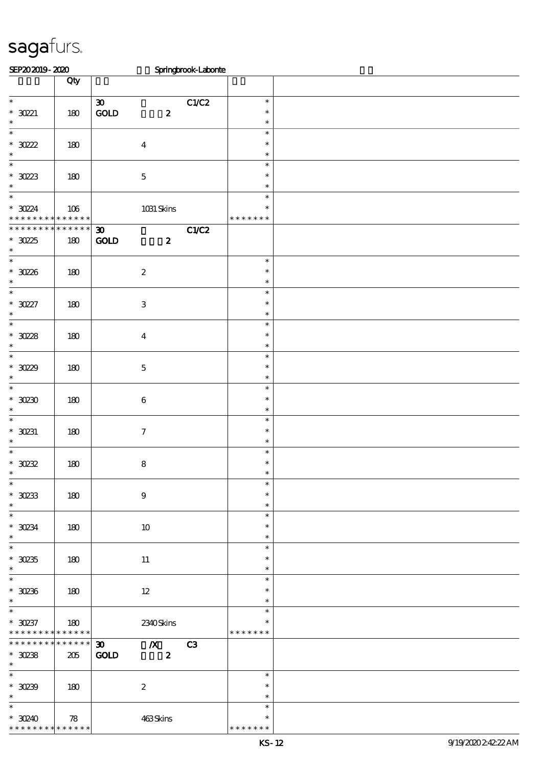# sagafurs.

SEP20 2019 - 2020 Springbrook-Labonte

| | Qty | | | |
|---|---|---|---|---|
| * 30221 * | 180 | 30 GOLD 2 C1/C2 | * * * | |
| * 30222 * | 180 | 4 | * * * | |
| * 30223 * | 180 | 5 | * * * | |
| * 30224 * * * * * * * * * * * * * * | 106 | 1031 Skins | * * * * * * * * * | |
| * * * * * * * * * * * * * * 30225 * | 180 | 30 GOLD 2 C1/C2 | | |
| * 30226 * | 180 | 2 | * * * | |
| * 30227 * | 180 | 3 | * * * | |
| * 30228 * | 180 | 4 | * * * | |
| * 30229 * | 180 | 5 | * * * | |
| * 30230 * | 180 | 6 | * * * | |
| * 30231 * | 180 | 7 | * * * | |
| * 30232 * | 180 | 8 | * * * | |
| * 30233 * | 180 | 9 | * * * | |
| * 30234 * | 180 | 10 | * * * | |
| * 30235 * | 180 | 11 | * * * | |
| * 30236 * | 180 | 12 | * * * | |
| * 30237 * * * * * * * * * * * * * * | 180 | 2340 Skins | * * * * * * * * * | |
| * * * * * * * * * * * * * * 30238 * | 205 | 30 GOLD /X 2 C3 | | |
| * 30239 * | 180 | 2 | * * * | |
| * 30240 * * * * * * * * * * * * * * | 78 | 463 Skins | * * * * * * * * * | |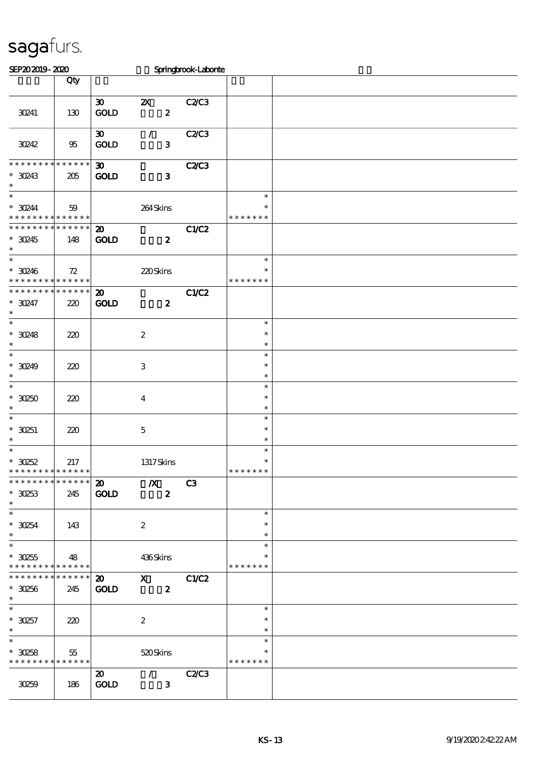sagafurs.

SEP20 2019 - 2020 Springbrook-Labonte

| | Qty | | | | | |
|---|---|---|---|---|---|---|
| 30241 | 130 | 30 GOLD | 2X 2 | C2/C3 | | |
| 30242 | 95 | 30 GOLD | / 3 | C2/C3 | | |
| * * * * * * * * * * * * * * 30243 * | 205 | 30 GOLD | 3 | C2/C3 | | |
| * * 30244 * * * * * * * * * * * * * | 59 | | 264 Skins | | * * * * * * * * * | |
| * * * * * * * * * * * * * * 30245 * | 148 | 20 GOLD | 2 | C1/C2 | | |
| * * 30246 * * * * * * * * * * * * * | 72 | | 220 Skins | | * * * * * * * * * | |
| * * * * * * * * * * * * * * 30247 * | 220 | 20 GOLD | 2 | C1/C2 | | |
| * * 30248 * | 220 | | 2 | | * * * | |
| * * 30249 * | 220 | | 3 | | * * * | |
| * * 30250 * | 220 | | 4 | | * * * | |
| * * 30251 * | 220 | | 5 | | * * * | |
| * * 30252 * * * * * * * * * * * * * | 217 | | 1317 Skins | | * * * * * * * * * | |
| * * * * * * * * * * * * * * 30253 * | 245 | 20 GOLD | /X 2 | C3 | | |
| * * 30254 * | 143 | | 2 | | * * * | |
| * * 30255 * * * * * * * * * * * * * | 48 | | 436 Skins | | * * * * * * * * * | |
| * * * * * * * * * * * * * * 30256 * | 245 | 20 GOLD | X 2 | C1/C2 | | |
| * * 30257 * | 220 | | 2 | | * * * | |
| * * 30258 * * * * * * * * * * * * * | 55 | | 520 Skins | | * * * * * * * * * | |
| 30259 | 186 | 20 GOLD | / 3 | C2/C3 | | |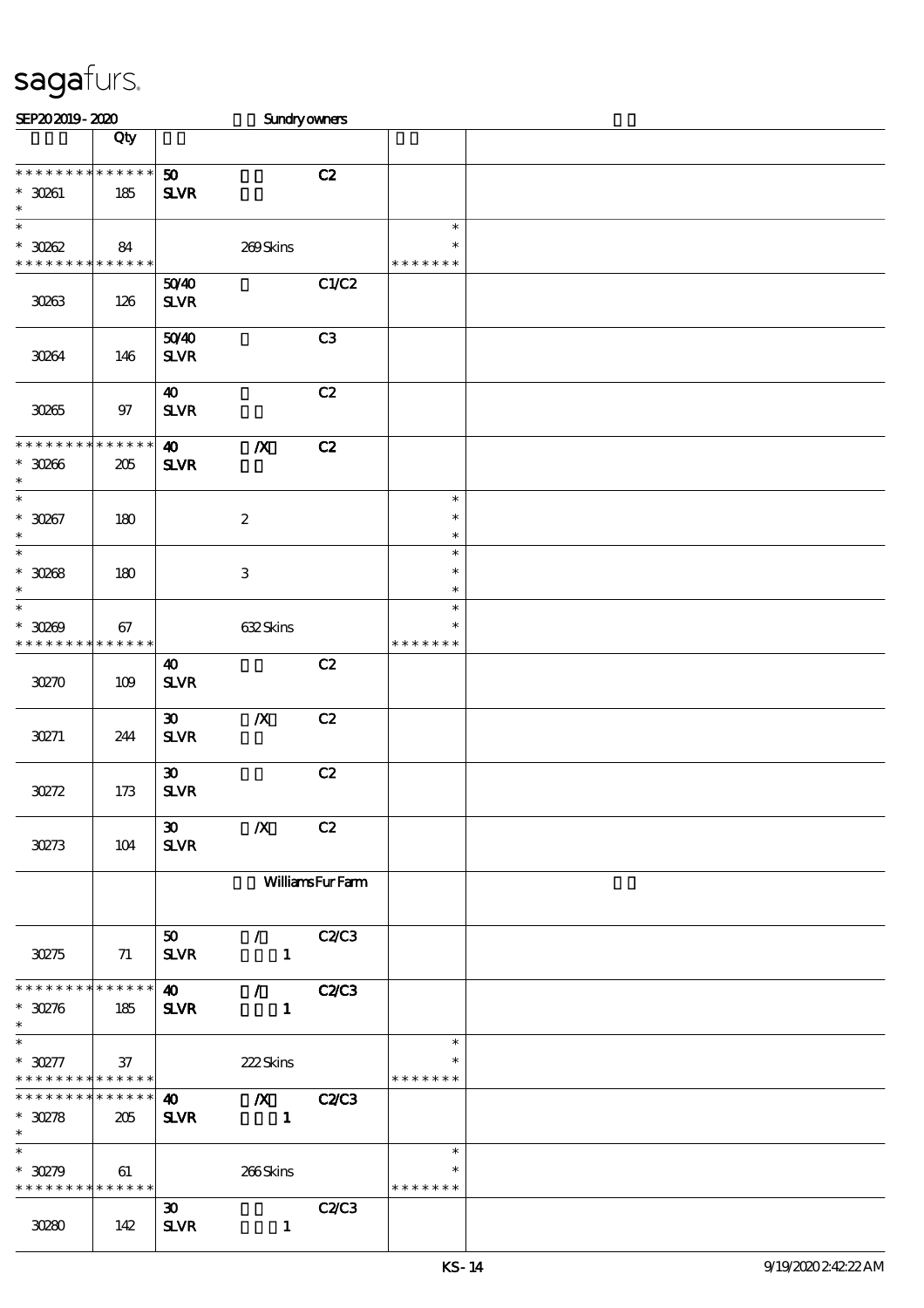sagafurs.

SEP20 2019 - 2020 Sundry owners

| | Qty | | | | | |
|---|---|---|---|---|---|---|
| * * * * * * * * * * * * * * * 30261 * | 185 | 50 SLVR | | C2 | | |
| * * 30262 * * * * * * * * * * * * * * | 84 | | 269 Skins | | * * * * * * * * * | |
| 30263 | 126 | 50/40 SLVR | | C1/C2 | | |
| 30264 | 146 | 50/40 SLVR | | C3 | | |
| 30265 | 97 | 40 SLVR | | C2 | | |
| * * * * * * * * * * * * * * * 30266 * | 205 | 40 SLVR | /X | C2 | | |
| * * 30267 * | 180 | | 2 | | * * * | |
| * * 30268 * | 180 | | 3 | | * * * | |
| * * 30269 * * * * * * * * * * * * * * | 67 | | 632 Skins | | * * * * * * * * * | |
| 30270 | 109 | 40 SLVR | | C2 | | |
| 30271 | 244 | 30 SLVR | /X | C2 | | |
| 30272 | 173 | 30 SLVR | | C2 | | |
| 30273 | 104 | 30 SLVR | /X | C2 | | |
| | | | Williams Fur Farm | | | |
| 30275 | 71 | 50 SLVR | / 1 | C2/C3 | | |
| * * * * * * * * * * * * * * * 30276 * | 185 | 40 SLVR | / 1 | C2/C3 | | |
| * * 30277 * * * * * * * * * * * * * * | 37 | | 222 Skins | | * * * * * * * * * | |
| * * * * * * * * * * * * * * * 30278 * | 205 | 40 SLVR | /X 1 | C2/C3 | | |
| * * 30279 * * * * * * * * * * * * * * | 61 | | 266 Skins | | * * * * * * * * * | |
| 30280 | 142 | 30 SLVR | 1 | C2/C3 | | |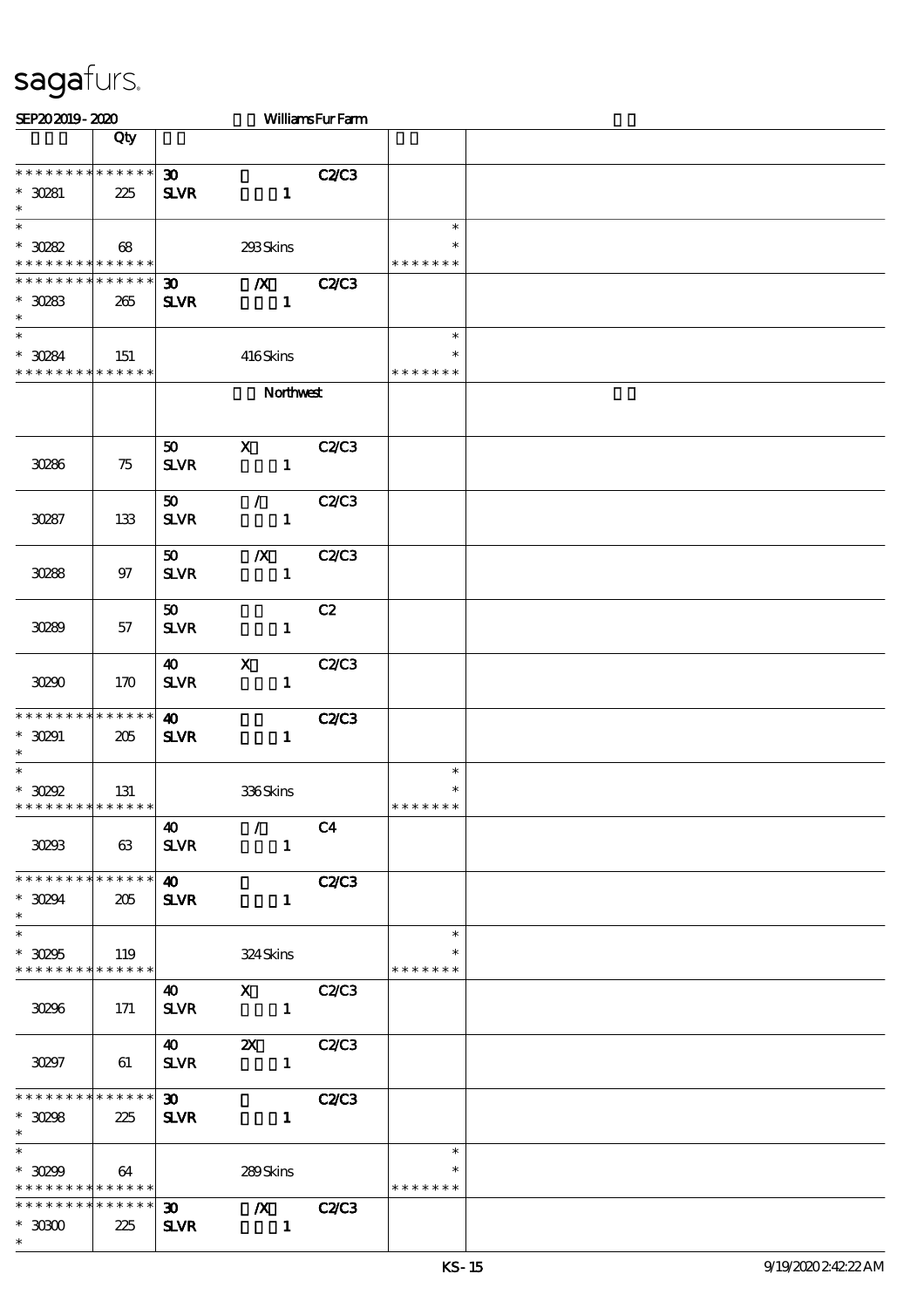# sagafurs.

SEP20 2019 - 2020 Williams Fur Farm

| | Qty | | | | | |
|---|---|---|---|---|---|---|
| * * * * * * * * * * * * * * | | 30 | | C2/C3 | | |
| * 30281 | 225 | SLVR | 1 | | | |
| * | | | | | | |
| * | | | | | * | |
| * 30282 | 68 | | 293 Skins | | * | |
| * * * * * * * * * * * * * * | | | | | * * * * * * * | |
| * * * * * * * * * * * * * * | | 30 | /X | C2/C3 | | |
| * 30283 | 265 | SLVR | 1 | | | |
| * | | | | | | |
| * | | | | | * | |
| * 30284 | 151 | | 416 Skins | | * | |
| * * * * * * * * * * * * * * | | | | | * * * * * * * | |
| | | | Northwest | | | |
| 30286 | 75 | 50 SLVR | X 1 | C2/C3 | | |
| 30287 | 133 | 50 SLVR | / 1 | C2/C3 | | |
| 30288 | 97 | 50 SLVR | /X 1 | C2/C3 | | |
| 30289 | 57 | 50 SLVR | 1 | C2 | | |
| 30290 | 170 | 40 SLVR | X 1 | C2/C3 | | |
| * * * * * * * * * * * * * * | | 40 | | C2/C3 | | |
| * 30291 | 205 | SLVR | 1 | | | |
| * | | | | | | |
| * | | | | | * | |
| * 30292 | 131 | | 336 Skins | | * | |
| * * * * * * * * * * * * * * | | | | | * * * * * * * | |
| 30293 | 63 | 40 SLVR | / 1 | C4 | | |
| * * * * * * * * * * * * * * | | 40 | | C2/C3 | | |
| * 30294 | 205 | SLVR | 1 | | | |
| * | | | | | | |
| * | | | | | * | |
| * 30295 | 119 | | 324 Skins | | * | |
| * * * * * * * * * * * * * * | | | | | * * * * * * * | |
| 30296 | 171 | 40 SLVR | X 1 | C2/C3 | | |
| 30297 | 61 | 40 SLVR | 2X 1 | C2/C3 | | |
| * * * * * * * * * * * * * * | | 30 | | C2/C3 | | |
| * 30298 | 225 | SLVR | 1 | | | |
| * | | | | | | |
| * | | | | | * | |
| * 30299 | 64 | | 289 Skins | | * | |
| * * * * * * * * * * * * * * | | | | | * * * * * * * | |
| * * * * * * * * * * * * * * | | 30 | /X | C2/C3 | | |
| * 30300 | 225 | SLVR | 1 | | | |
| * | | | | | | |

KS-15 9/19/2020 2:42:22 AM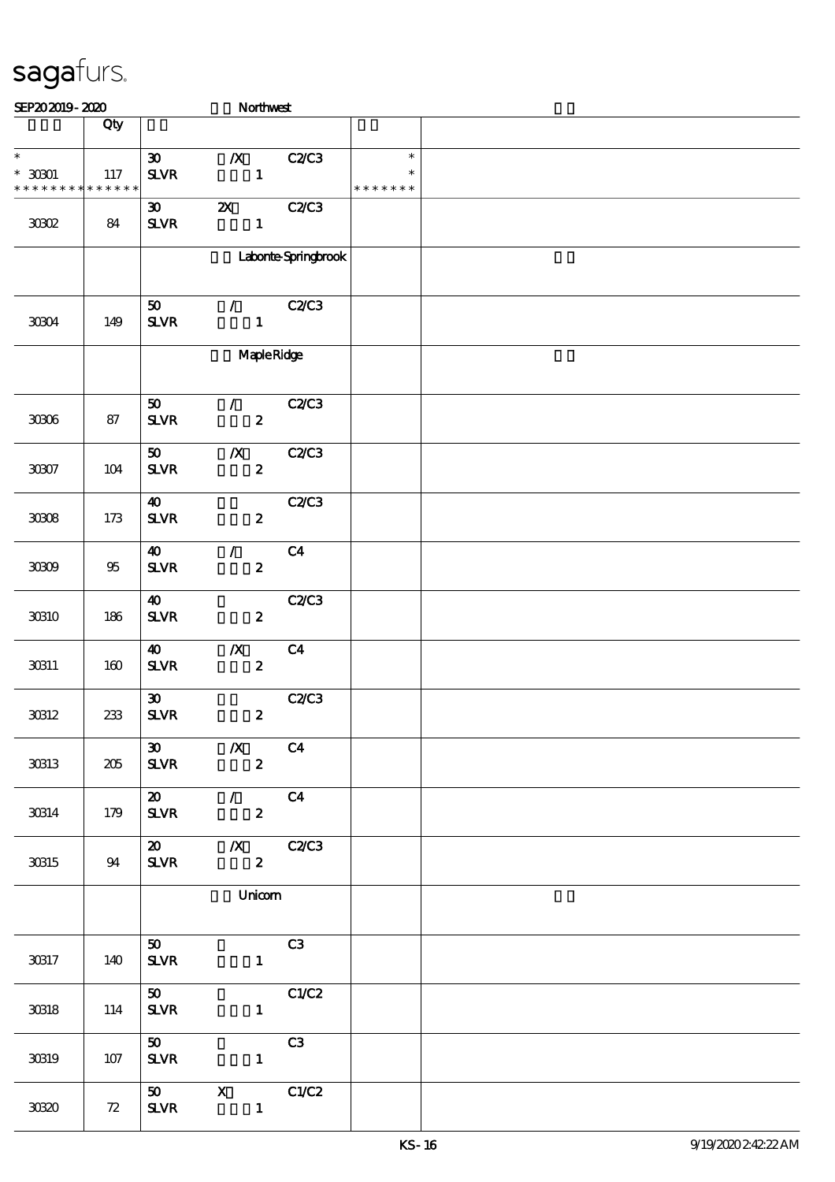# sagafurs.

SEP20 2019 - 2020 Northwest

| | Qty | | | |
|---|---|---|---|---|
| * <br> * 30301 <br> * * * * * * * * * * * * * * | 117 | 30 /X C2/C3 <br> SLVR 1 | * <br> * <br> * * * * * * * | |
| 30302 | 84 | 30 2X C2/C3 <br> SLVR 1 | | |
| | | Labonte-Springbrook | | |
| 30304 | 149 | 50 / C2/C3 <br> SLVR 1 | | |
| | | Maple Ridge | | |
| 30306 | 87 | 50 / C2/C3 <br> SLVR 2 | | |
| 30307 | 104 | 50 /X C2/C3 <br> SLVR 2 | | |
| 30308 | 173 | 40 C2/C3 <br> SLVR 2 | | |
| 30309 | 95 | 40 / C4 <br> SLVR 2 | | |
| 30310 | 186 | 40 C2/C3 <br> SLVR 2 | | |
| 30311 | 160 | 40 /X C4 <br> SLVR 2 | | |
| 30312 | 233 | 30 C2/C3 <br> SLVR 2 | | |
| 30313 | 205 | 30 /X C4 <br> SLVR 2 | | |
| 30314 | 179 | 20 / C4 <br> SLVR 2 | | |
| 30315 | 94 | 20 /X C2/C3 <br> SLVR 2 | | |
| | | Unicorn | | |
| 30317 | 140 | 50 C3 <br> SLVR 1 | | |
| 30318 | 114 | 50 C1/C2 <br> SLVR 1 | | |
| 30319 | 107 | 50 C3 <br> SLVR 1 | | |
| 30320 | 72 | 50 X C1/C2 <br> SLVR 1 | | |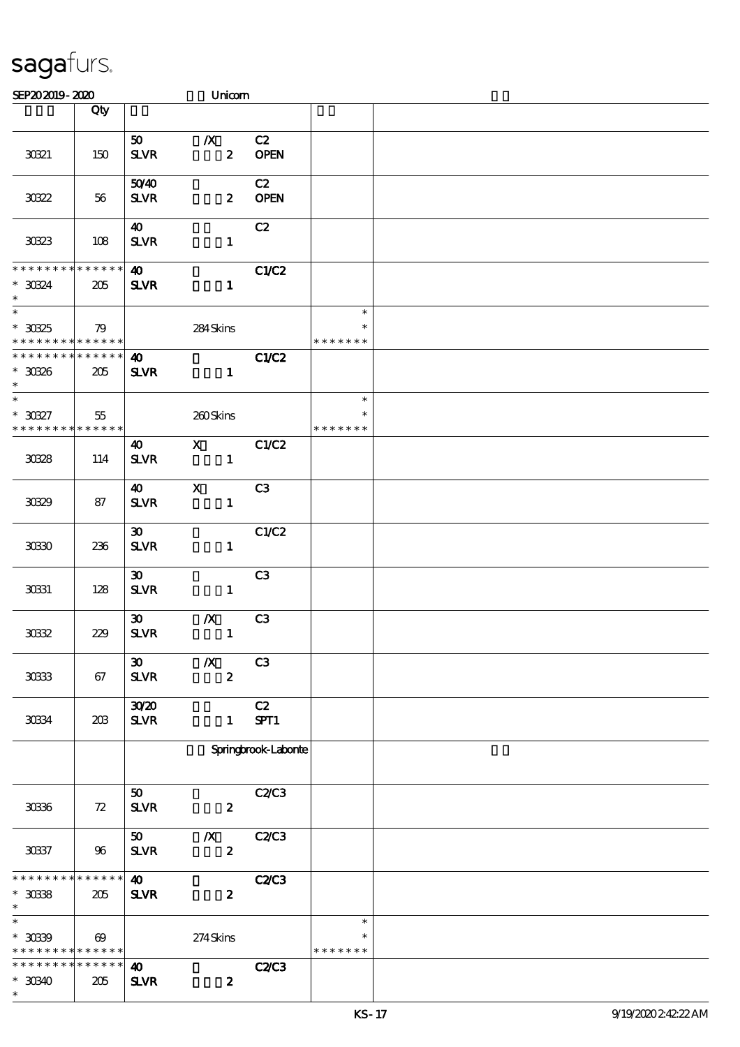# sagafurs.

SEP20 2019 - 2020 Unicorn

| | Qty | | | | | |
|---|---|---|---|---|---|---|
| 30321 | 150 | 50 SLVR | /X 2 | C2 OPEN | | |
| 30322 | 56 | 50/40 SLVR | 2 | C2 OPEN | | |
| 30323 | 108 | 40 SLVR | 1 | C2 | | |
| * * * * * * * * * * * * * * <br>* 30324<br>* | 205 | 40 SLVR | 1 | C1/C2 | | |
| *<br>* 30325<br>* * * * * * * * * * * * * * | 79 | | 284 Skins | | *<br>*<br>* * * * * * * | |
| * * * * * * * * * * * * * * <br>* 30326<br>* | 205 | 40 SLVR | 1 | C1/C2 | | |
| *<br>* 30327<br>* * * * * * * * * * * * * * | 55 | | 260 Skins | | *<br>*<br>* * * * * * * | |
| 30328 | 114 | 40 SLVR | X 1 | C1/C2 | | |
| 30329 | 87 | 40 SLVR | X 1 | C3 | | |
| 30330 | 236 | 30 SLVR | 1 | C1/C2 | | |
| 30331 | 128 | 30 SLVR | 1 | C3 | | |
| 30332 | 229 | 30 SLVR | /X 1 | C3 | | |
| 30333 | 67 | 30 SLVR | /X 2 | C3 | | |
| 30334 | 203 | 30/20 SLVR | 1 | C2 SPT1 | | |
| | | | Springbrook-Labonte | | | |
| 30336 | 72 | 50 SLVR | 2 | C2/C3 | | |
| 30337 | 96 | 50 SLVR | /X 2 | C2/C3 | | |
| * * * * * * * * * * * * * * <br>* 30338<br>* | 205 | 40 SLVR | 2 | C2/C3 | | |
| *<br>* 30339<br>* * * * * * * * * * * * * * | 69 | | 274 Skins | | *<br>*<br>* * * * * * * | |
| * * * * * * * * * * * * * * <br>* 30340<br>* | 205 | 40 SLVR | 2 | C2/C3 | | |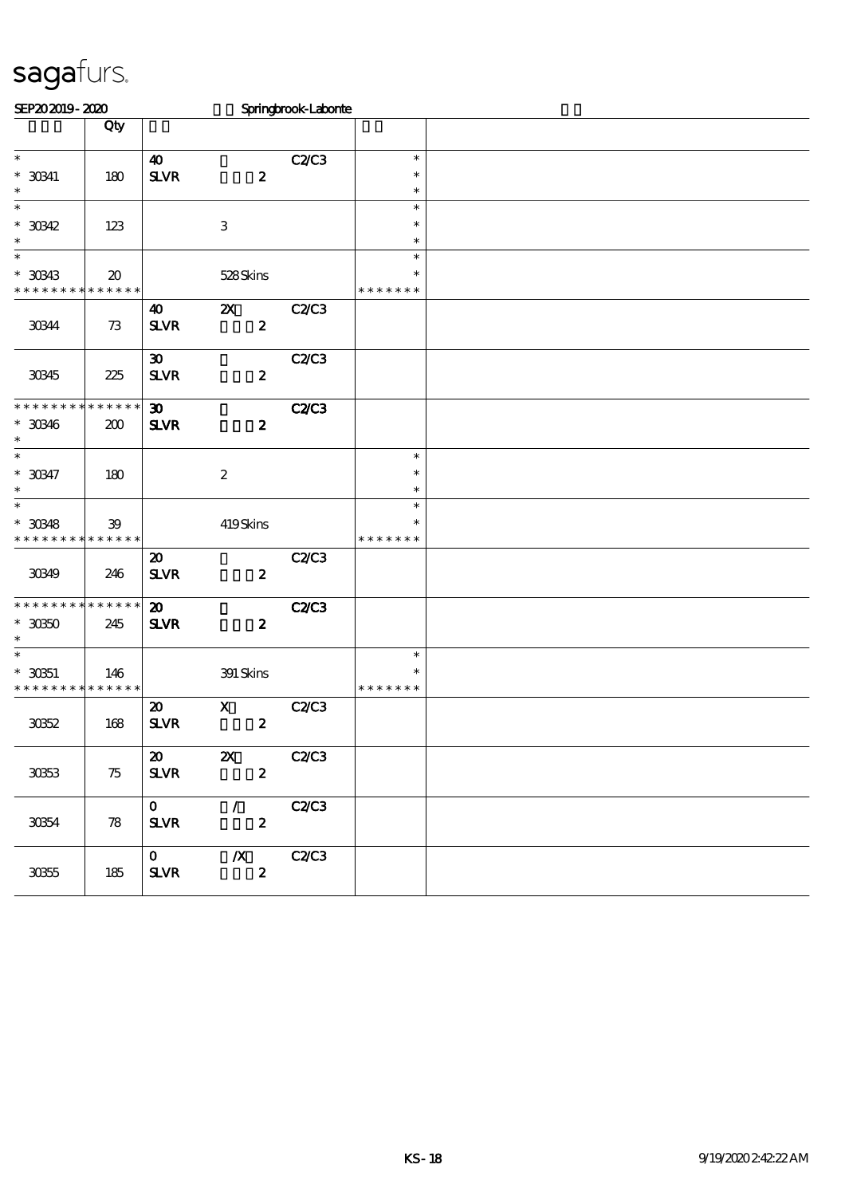sagafurs.

SEP20 2019 - 2020 Springbrook-Labonte

| | Qty | | | | | |
|---|---|---|---|---|---|---|
| * <br> * 30341 <br> * | 180 | 40 <br> SLVR | 2 | C2/C3 | * <br> * <br> * | |
| * <br> * 30342 <br> * | 123 | | 3 | | * <br> * <br> * | |
| * <br> * 30343 <br> * * * * * * * * * * * * * * | 20 | | 528 Skins | | * <br> * <br> * * * * * * * | |
| 30344 | 73 | 40 <br> SLVR | 2X <br> 2 | C2/C3 | | |
| 30345 | 225 | 30 <br> SLVR | 2 | C2/C3 | | |
| * * * * * * * * * * * * * * <br> * 30346 <br> * | 200 | 30 <br> SLVR | 2 | C2/C3 | | |
| * <br> * 30347 <br> * | 180 | | 2 | | * <br> * <br> * | |
| * <br> * 30348 <br> * * * * * * * * * * * * * * | 39 | | 419 Skins | | * <br> * <br> * * * * * * * | |
| 30349 | 246 | 20 <br> SLVR | 2 | C2/C3 | | |
| * * * * * * * * * * * * * * <br> * 30350 <br> * | 245 | 20 <br> SLVR | 2 | C2/C3 | | |
| * <br> * 30351 <br> * * * * * * * * * * * * * * | 146 | | 391 Skins | | * <br> * <br> * * * * * * * | |
| 30352 | 168 | 20 <br> SLVR | X <br> 2 | C2/C3 | | |
| 30353 | 75 | 20 <br> SLVR | 2X <br> 2 | C2/C3 | | |
| 30354 | 78 | 0 <br> SLVR | / <br> 2 | C2/C3 | | |
| 30355 | 185 | 0 <br> SLVR | /X <br> 2 | C2/C3 | | |

KS - 18 9/19/2020 2:42:22 AM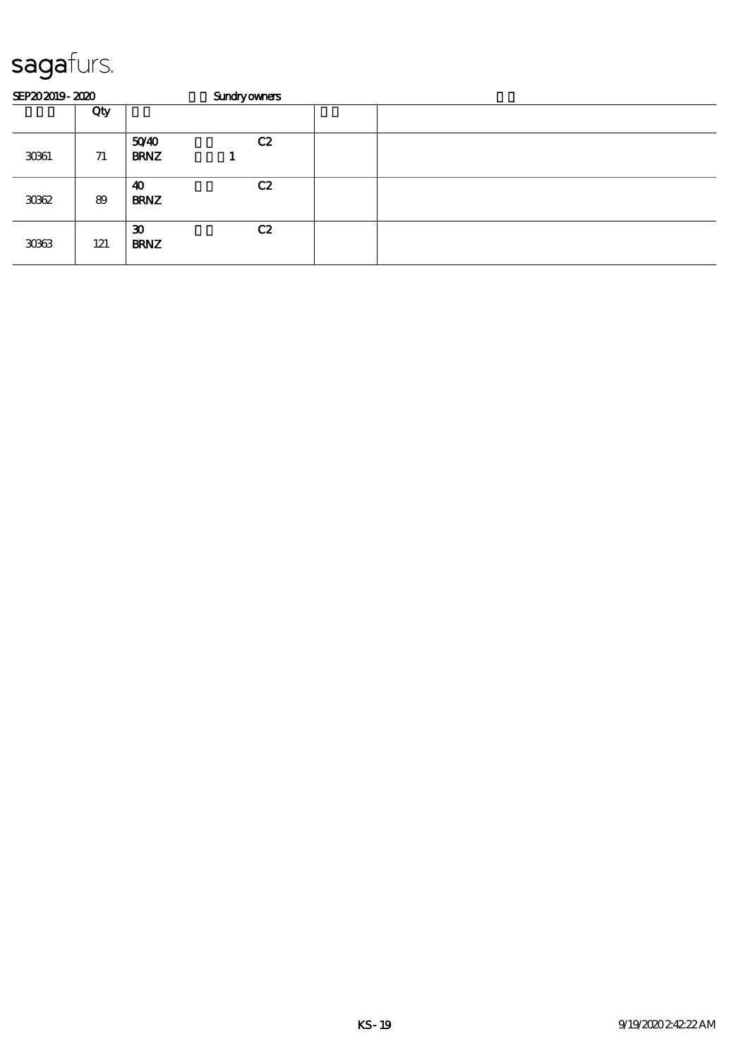# sagafurs.

SEP20 2019 - 2020 Sundry owners

| | Qty | | | | |
|---|---|---|---|---|---|
| 30361 | 71 | 50/40 BRNZ 1 | C2 | | |
| 30362 | 89 | 40 BRNZ | C2 | | |
| 30363 | 121 | 30 BRNZ | C2 | | |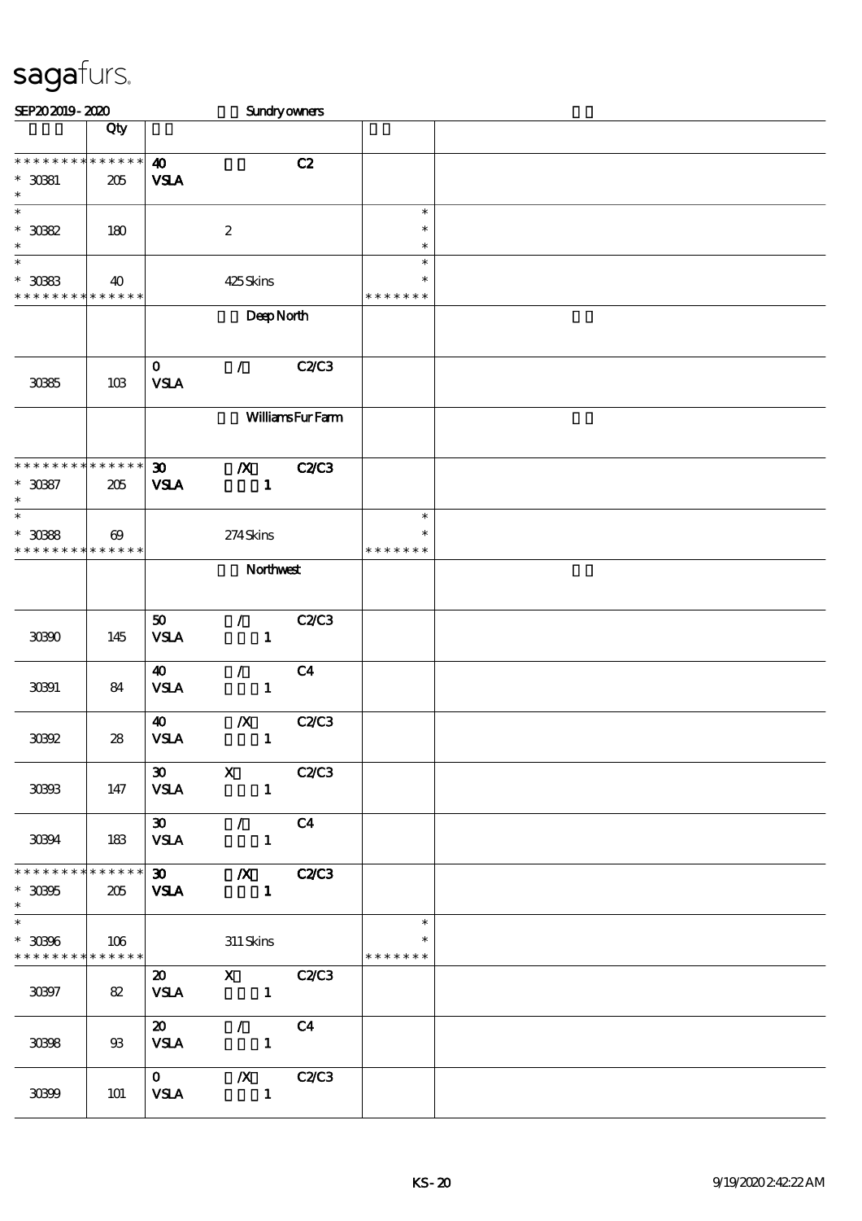sagafurs.

SEP20 2019 - 2020 Sundry owners

| | Qty | | | |
|---|---|---|---|---|
| * * * * * * * * * * * * * * | 40 | C2 | | |
| * 30381 | 205 | VSLA | | |
| * | | | | |
| * | | | * | |
| * 30382 | 180 | 2 | * | |
| * | | | * | |
| * | | | * | |
| * 30383 | 40 | 425 Skins | * | |
| * * * * * * * * * * * * * * | | | * * * * * * * | |
| | | Deep North | | |
| 30385 | 103 | 0 / C2/C3 VSLA | | |
| | | Williams Fur Farm | | |
| * * * * * * * * * * * * * * | | 30 /X C2/C3 | | |
| * 30387 | 205 | VSLA 1 | | |
| * | | | | |
| * | | | * | |
| * 30388 | 69 | 274 Skins | * | |
| * * * * * * * * * * * * * * | | | * * * * * * * | |
| | | Northwest | | |
| 30390 | 145 | 50 / C2/C3 VSLA 1 | | |
| 30391 | 84 | 40 / C4 VSLA 1 | | |
| 30392 | 28 | 40 /X C2/C3 VSLA 1 | | |
| 30393 | 147 | 30 X C2/C3 VSLA 1 | | |
| 30394 | 183 | 30 / C4 VSLA 1 | | |
| * * * * * * * * * * * * * * | | 30 /X C2/C3 | | |
| * 30395 | 205 | VSLA 1 | | |
| * | | | | |
| * | | | * | |
| * 30396 | 106 | 311 Skins | * | |
| * * * * * * * * * * * * * * | | | * * * * * * * | |
| 30397 | 82 | 20 X C2/C3 VSLA 1 | | |
| 30398 | 93 | 20 / C4 VSLA 1 | | |
| 30399 | 101 | 0 /X C2/C3 VSLA 1 | | |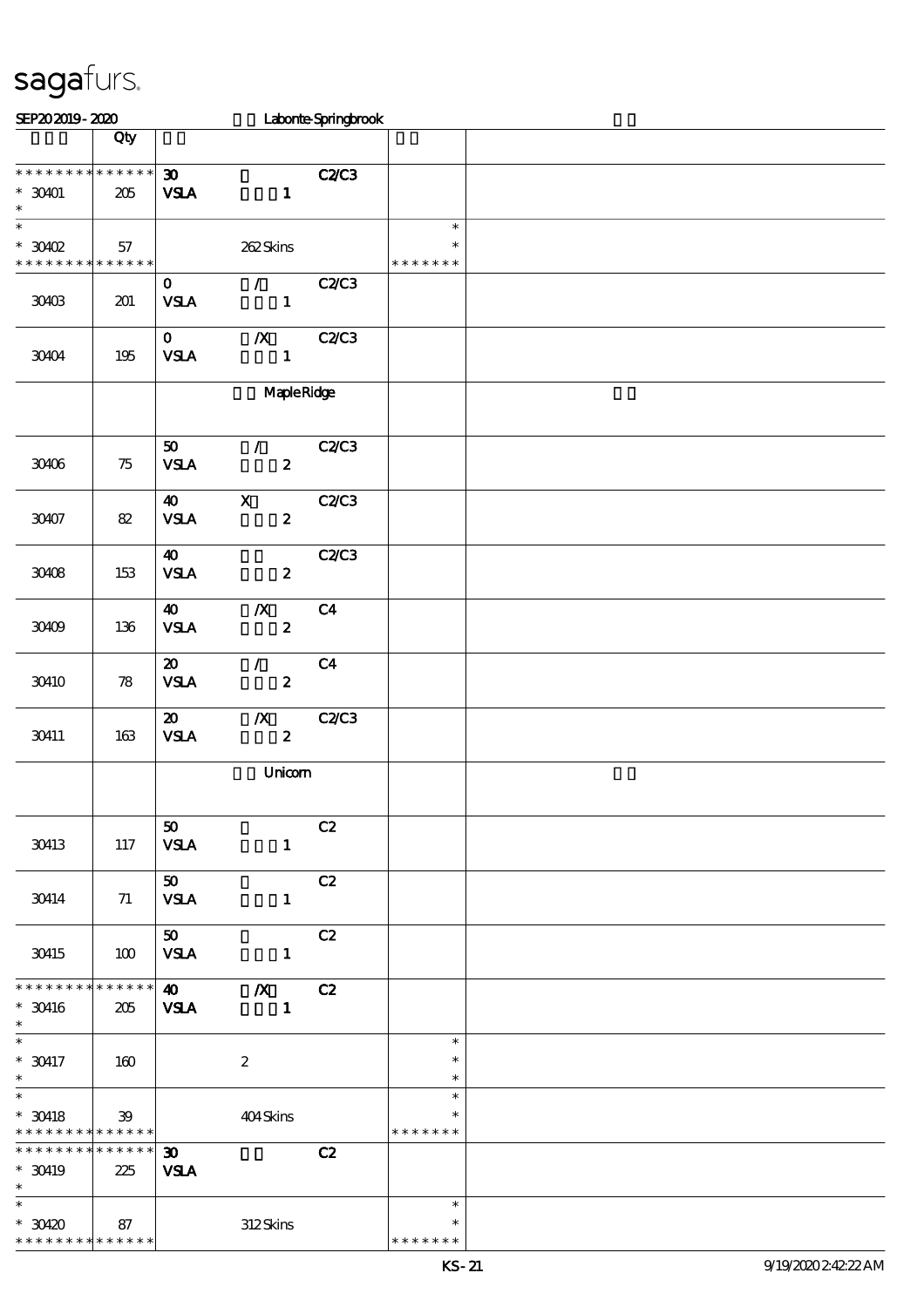sagafurs.

SEP20 2019 - 2020 Labonte-Springbrook

| | Qty | | | |
|---|---|---|---|---|
| * * * * * * * * * * * * * * <br> * 30401 <br> * | 205 | 30 <br> VSLA 1 C2/C3 | | |
| * <br> * 30402 <br> * * * * * * * * * * * * * * | 57 | 262 Skins | * <br> * <br> * * * * * * * | |
| 30403 | 201 | 0 / <br> VSLA 1 C2/C3 | | |
| 30404 | 195 | 0 /X <br> VSLA 1 C2/C3 | | |
| | | Maple Ridge | | |
| 30406 | 75 | 50 / <br> VSLA 2 C2/C3 | | |
| 30407 | 82 | 40 X <br> VSLA 2 C2/C3 | | |
| 30408 | 153 | 40 <br> VSLA 2 C2/C3 | | |
| 30409 | 136 | 40 /X <br> VSLA 2 C4 | | |
| 30410 | 78 | 20 / <br> VSLA 2 C4 | | |
| 30411 | 163 | 20 /X <br> VSLA 2 C2/C3 | | |
| | | Unicorn | | |
| 30413 | 117 | 50 <br> VSLA 1 C2 | | |
| 30414 | 71 | 50 <br> VSLA 1 C2 | | |
| 30415 | 100 | 50 <br> VSLA 1 C2 | | |
| * * * * * * * * * * * * * * <br> * 30416 <br> * | 205 | 40 /X <br> VSLA 1 C2 | | |
| * <br> * 30417 <br> * | 160 | 2 | * <br> * <br> * | |
| * <br> * 30418 <br> * * * * * * * * * * * * * * | 39 | 404 Skins | * <br> * <br> * * * * * * * | |
| * * * * * * * * * * * * * * <br> * 30419 <br> * | 225 | 30 <br> VSLA C2 | | |
| * <br> * 30420 <br> * * * * * * * * * * * * * * | 87 | 312 Skins | * <br> * <br> * * * * * * * | |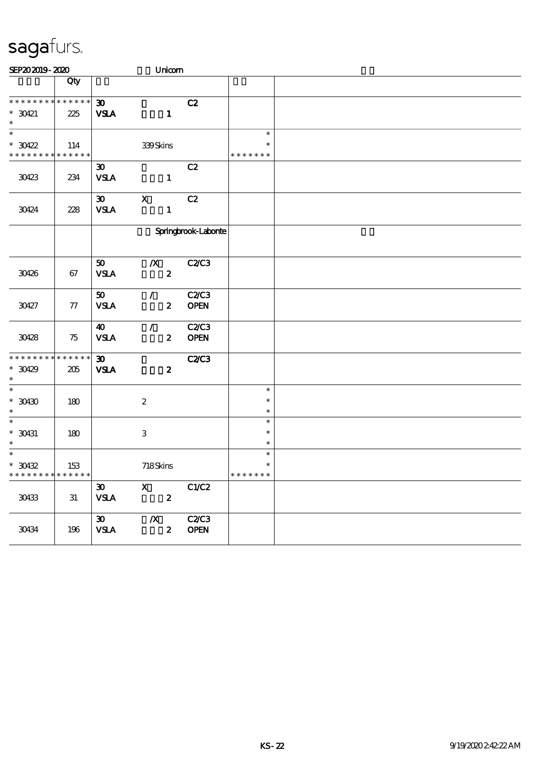# sagafurs.

SEP20 2019 - 2020 Unicorn

| | Qty | | | | | | |
|---|---|---|---|---|---|---|---|
| * * * * * * * * * * * * * * | | 30 | | C2 | | | |
| * 30421 | 225 | VSLA | 1 | | | | |
| * | | | | | | | |
| * | | | | | | * | |
| * 30422 | 114 | | 339 Skins | | | * | |
| * * * * * * * * * * * * * * | | | | | | * * * * * * * | |
| | | 30 | | C2 | | | |
| 30423 | 234 | VSLA | 1 | | | | |
| | | 30 | X | C2 | | | |
| 30424 | 228 | VSLA | 1 | | | | |
| | | | Springbrook-Labonte | | | | |
| | | 50 | /X | C2/C3 | | | |
| 30426 | 67 | VSLA | 2 | | | | |
| | | 50 | / | C2/C3 | | | |
| 30427 | 77 | VSLA | 2 | OPEN | | | |
| | | 40 | / | C2/C3 | | | |
| 30428 | 75 | VSLA | 2 | OPEN | | | |
| * * * * * * * * * * * * * * | | 30 | | C2/C3 | | | |
| * 30429 | 205 | VSLA | 2 | | | | |
| * | | | | | | | |
| * | | | | | | * | |
| * 30430 | 180 | | 2 | | | * | |
| * | | | | | | * | |
| * | | | | | | * | |
| * 30431 | 180 | | 3 | | | * | |
| * | | | | | | * | |
| * | | | | | | * | |
| * 30432 | 153 | | 718 Skins | | | * | |
| * * * * * * * * * * * * * * | | | | | | * * * * * * * | |
| | | 30 | X | C1/C2 | | | |
| 30433 | 31 | VSLA | 2 | | | | |
| | | 30 | /X | C2/C3 | | | |
| 30434 | 196 | VSLA | 2 | OPEN | | | |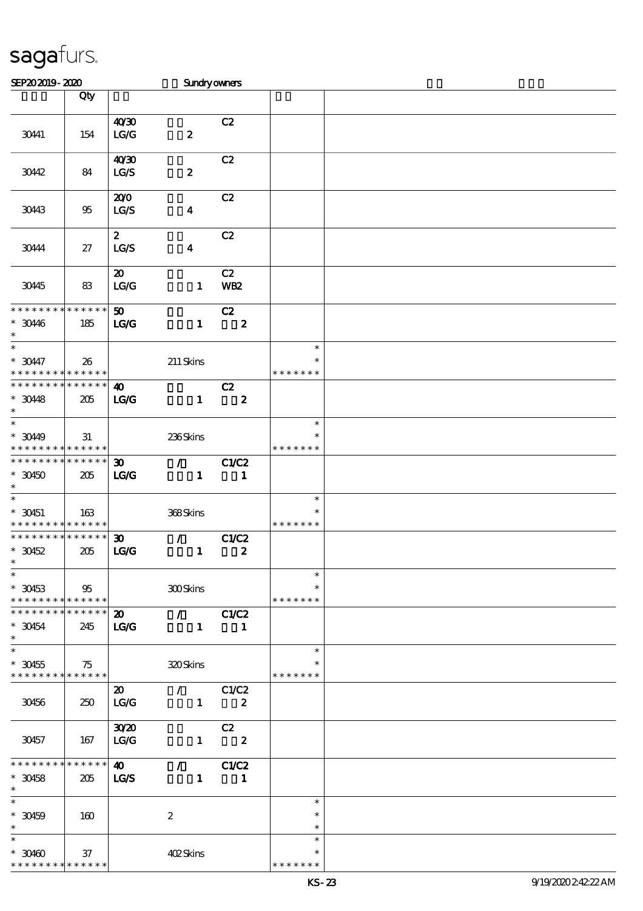# sagafurs.

SEP20 2019 - 2020 Sundry owners

| | Qty | | |
|---|---|---|---|
| 30441 | 154 | 40/30 C2<br>LG/G 2 | |
| 30442 | 84 | 40/30 C2<br>LG/S 2 | |
| 30443 | 95 | 20/0 C2<br>LG/S 4 | |
| 30444 | 27 | 2 C2<br>LG/S 4 | |
| 30445 | 83 | 20 C2<br>LG/G 1 WB2 | |
| * * * * * * * * * * * * * *<br>* 30446<br>* | 185 | 50 C2<br>LG/G 1 2 | |
| *<br>* 30447<br>* * * * * * * * * * * * * * | 26 | 211 Skins | *<br>*<br>* * * * * * * |
| * * * * * * * * * * * * * *<br>* 30448<br>* | 205 | 40 C2<br>LG/G 1 2 | |
| *<br>* 30449<br>* * * * * * * * * * * * * * | 31 | 236 Skins | *<br>*<br>* * * * * * * |
| * * * * * * * * * * * * * *<br>* 30450<br>* | 205 | 30 / C1/C2<br>LG/G 1 1 | |
| *<br>* 30451<br>* * * * * * * * * * * * * * | 163 | 368 Skins | *<br>*<br>* * * * * * * |
| * * * * * * * * * * * * * *<br>* 30452<br>* | 205 | 30 / C1/C2<br>LG/G 1 2 | |
| *<br>* 30453<br>* * * * * * * * * * * * * * | 95 | 300 Skins | *<br>*<br>* * * * * * * |
| * * * * * * * * * * * * * *<br>* 30454<br>* | 245 | 20 / C1/C2<br>LG/G 1 1 | |
| *<br>* 30455<br>* * * * * * * * * * * * * * | 75 | 320 Skins | *<br>*<br>* * * * * * * |
| 30456 | 250 | 20 / C1/C2<br>LG/G 1 2 | |
| 30457 | 167 | 30/20 C2<br>LG/G 1 2 | |
| * * * * * * * * * * * * * *<br>* 30458<br>* | 205 | 40 / C1/C2<br>LG/S 1 1 | |
| *<br>* 30459<br>* | 160 | 2 | *<br>*<br>* |
| *<br>* 30460<br>* * * * * * * * * * * * * * | 37 | 402 Skins | *<br>*<br>* * * * * * * |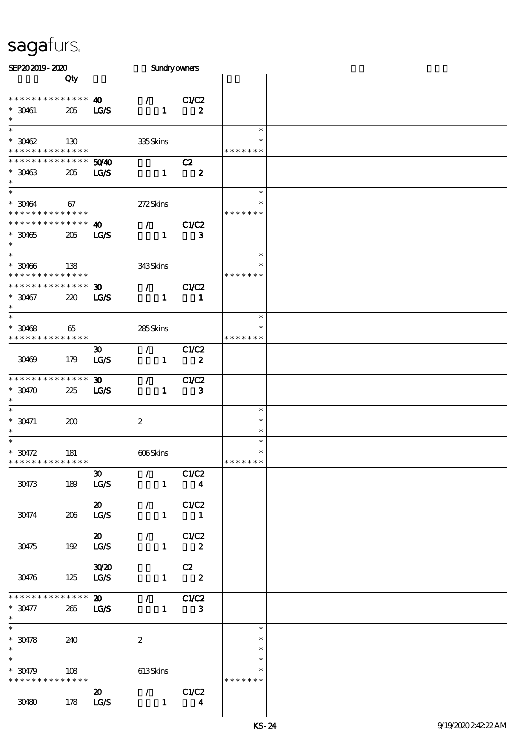# sagafurs.

SEP20 2019 - 2020 Sundry owners

| | Qty | | | | | |
|---|---|---|---|---|---|---|
| * * * * * * * * * * * * * * | | 40 | / | C1/C2 | | |
| * 30461 | 205 | LG/S | 1 | 2 | | |
| * | | | | | | |
| * | | | | | * | |
| * 30462 | 130 | | 335 Skins | | * | |
| * * * * * * * * * * * * * * | | | | | * * * * * * * | |
| * * * * * * * * * * * * * * | | 50/40 | | C2 | | |
| * 30463 | 205 | LG/S | 1 | 2 | | |
| * | | | | | | |
| * | | | | | * | |
| * 30464 | 67 | | 272 Skins | | * | |
| * * * * * * * * * * * * * * | | | | | * * * * * * * | |
| * * * * * * * * * * * * * * | | 40 | / | C1/C2 | | |
| * 30465 | 205 | LG/S | 1 | 3 | | |
| * | | | | | | |
| * | | | | | * | |
| * 30466 | 138 | | 343 Skins | | * | |
| * * * * * * * * * * * * * * | | | | | * * * * * * * | |
| * * * * * * * * * * * * * * | | 30 | / | C1/C2 | | |
| * 30467 | 220 | LG/S | 1 | 1 | | |
| * | | | | | | |
| * | | | | | * | |
| * 30468 | 65 | | 285 Skins | | * | |
| * * * * * * * * * * * * * * | | | | | * * * * * * * | |
| 30469 | 179 | 30 LG/S | / 1 | C1/C2 2 | | |
| * * * * * * * * * * * * * * | | 30 | / | C1/C2 | | |
| * 30470 | 225 | LG/S | 1 | 3 | | |
| * | | | | | | |
| * | | | | | * | |
| * 30471 | 200 | | 2 | | * | |
| * | | | | | * | |
| * | | | | | * | |
| * 30472 | 181 | | 606 Skins | | * | |
| * * * * * * * * * * * * * * | | | | | * * * * * * * | |
| 30473 | 189 | 30 LG/S | / 1 | C1/C2 4 | | |
| 30474 | 206 | 20 LG/S | / 1 | C1/C2 1 | | |
| 30475 | 192 | 20 LG/S | / 1 | C1/C2 2 | | |
| 30476 | 125 | 30/20 LG/S | 1 | C2 2 | | |
| * * * * * * * * * * * * * * | | 20 | / | C1/C2 | | |
| * 30477 | 265 | LG/S | 1 | 3 | | |
| * | | | | | | |
| * | | | | | * | |
| * 30478 | 240 | | 2 | | * | |
| * | | | | | * | |
| * | | | | | * | |
| * 30479 | 108 | | 613 Skins | | * | |
| * * * * * * * * * * * * * * | | | | | * * * * * * * | |
| 30480 | 178 | 20 LG/S | / 1 | C1/C2 4 | | |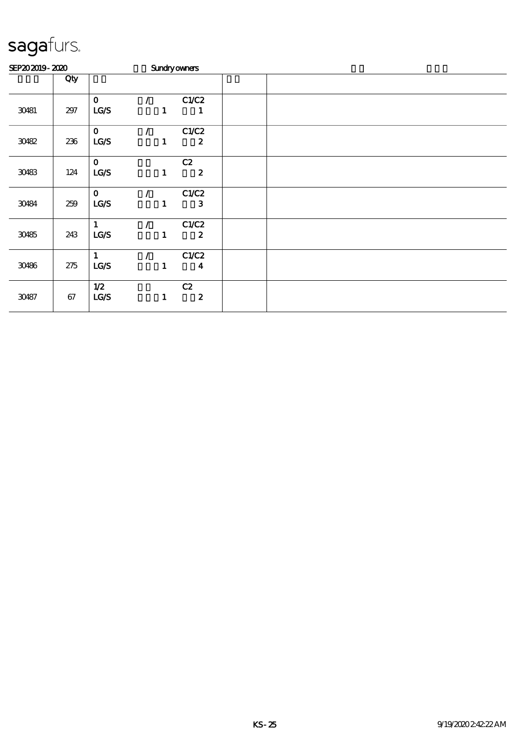# sagafurs.

SEP20 2019 - 2020 Sundry owners

| | Qty | | |
|---|---|---|---|
| 30481 | 297 | 0 / C1/C2<br>LG/S 1 1 | |
| 30482 | 236 | 0 / C1/C2<br>LG/S 1 2 | |
| 30483 | 124 | 0 C2<br>LG/S 1 2 | |
| 30484 | 259 | 0 / C1/C2<br>LG/S 1 3 | |
| 30485 | 243 | 1 / C1/C2<br>LG/S 1 2 | |
| 30486 | 275 | 1 / C1/C2<br>LG/S 1 4 | |
| 30487 | 67 | 1/2 C2<br>LG/S 1 2 | |

KS-25 9/19/2020 2:42:22 AM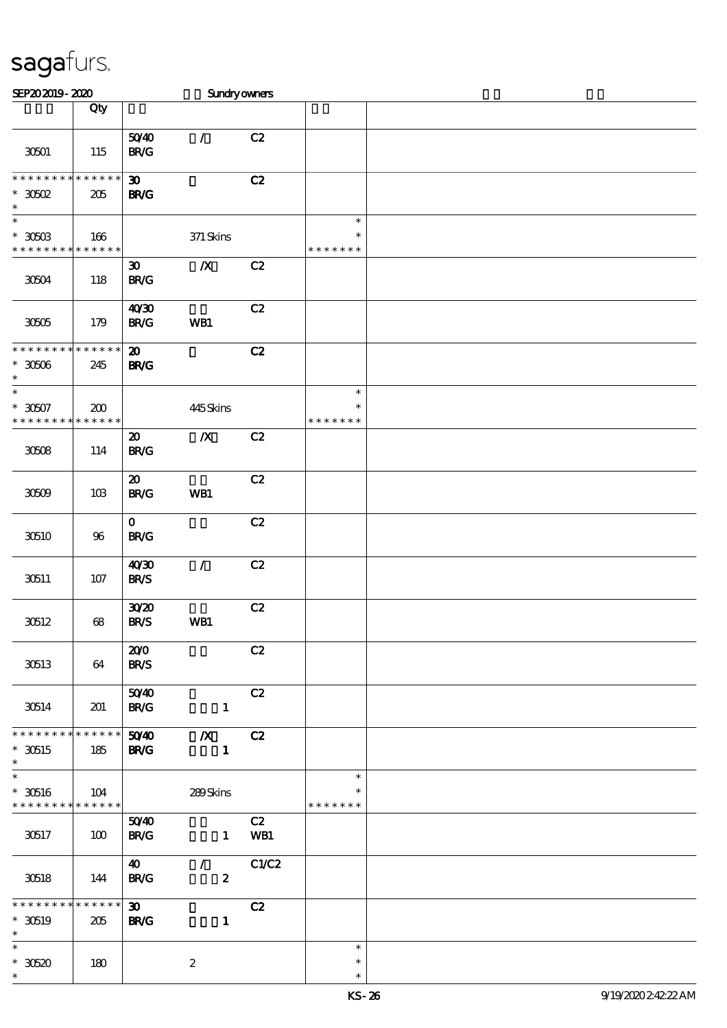# sagafurs.

SEP20 2019 - 2020 Sundry owners

| | Qty | | | | | |
|---|---|---|---|---|---|---|
| 30501 | 115 | 50/40 BR/G | / | C2 | | |
| * * * * * * * * * * * * * * 30502 * | 205 | 30 BR/G | | C2 | | |
| * * 30503 * * * * * * * * * * * * * | 166 | | 371 Skins | | * * * * * * * * * | |
| 30504 | 118 | 30 BR/G | /X | C2 | | |
| 30505 | 179 | 40/30 BR/G | WB1 | C2 | | |
| * * * * * * * * * * * * * * 30506 * | 245 | 20 BR/G | | C2 | | |
| * * 30507 * * * * * * * * * * * * * | 200 | | 445 Skins | | * * * * * * * * * | |
| 30508 | 114 | 20 BR/G | /X | C2 | | |
| 30509 | 103 | 20 BR/G | WB1 | C2 | | |
| 30510 | 96 | 0 BR/G | | C2 | | |
| 30511 | 107 | 40/30 BR/S | / | C2 | | |
| 30512 | 68 | 30/20 BR/S | WB1 | C2 | | |
| 30513 | 64 | 20/0 BR/S | | C2 | | |
| 30514 | 201 | 50/40 BR/G | 1 | C2 | | |
| * * * * * * * * * * * * * * 30515 * | 185 | 50/40 BR/G | /X 1 | C2 | | |
| * * 30516 * * * * * * * * * * * * * | 104 | | 289 Skins | | * * * * * * * * * | |
| 30517 | 100 | 50/40 BR/G | 1 | C2 WB1 | | |
| 30518 | 144 | 40 BR/G | / 2 | C1/C2 | | |
| * * * * * * * * * * * * * * 30519 * | 205 | 30 BR/G | 1 | C2 | | |
| * * 30520 * | 180 | | 2 | | * * * | |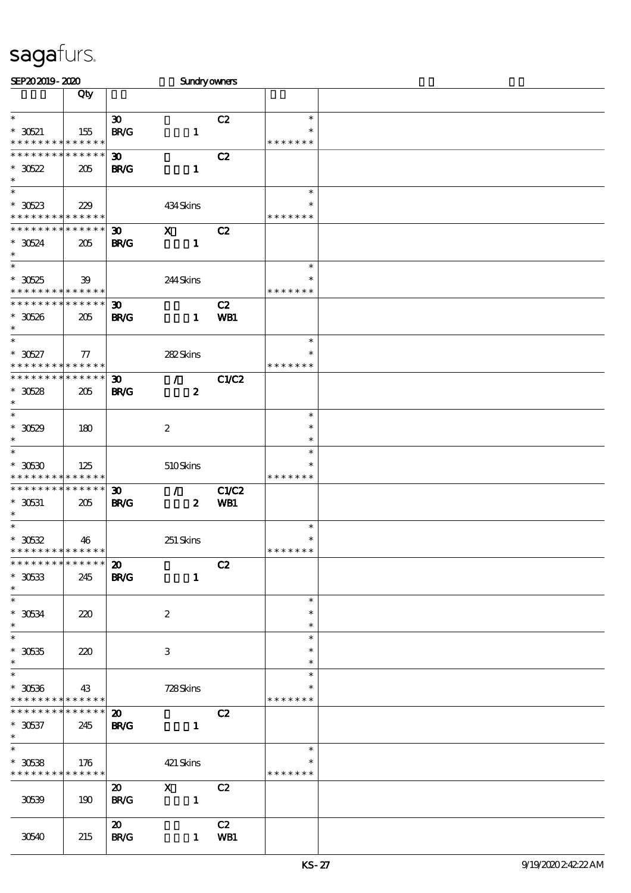sagafurs.

SEP20 2019 - 2020 Sundry owners

| | Qty | | | | | |
|---|---|---|---|---|---|---|
| * | | 30 | | C2 | * | |
| * 30521 | 155 | BR/G | 1 | | * | |
| * * * * * * * * * * * * * * | | | | | * * * * * * * | |
| * * * * * * * * * * * * * * | | 30 | | C2 | | |
| * 30522 | 205 | BR/G | 1 | | | |
| * | | | | | | |
| * | | | | | * | |
| * 30523 | 229 | | 434 Skins | | * | |
| * * * * * * * * * * * * * * | | | | | * * * * * * * | |
| * * * * * * * * * * * * * * | | 30 | X | C2 | | |
| * 30524 | 205 | BR/G | 1 | | | |
| * | | | | | | |
| * | | | | | * | |
| * 30525 | 39 | | 244 Skins | | * | |
| * * * * * * * * * * * * * * | | | | | * * * * * * * | |
| * * * * * * * * * * * * * * | | 30 | | C2 | | |
| * 30526 | 205 | BR/G | 1 | WB1 | | |
| * | | | | | | |
| * | | | | | * | |
| * 30527 | 77 | | 282 Skins | | * | |
| * * * * * * * * * * * * * * | | | | | * * * * * * * | |
| * * * * * * * * * * * * * * | | 30 | / | C1/C2 | | |
| * 30528 | 205 | BR/G | 2 | | | |
| * | | | | | | |
| * | | | | | * | |
| * 30529 | 180 | | 2 | | * | |
| * | | | | | * | |
| * | | | | | * | |
| * 30530 | 125 | | 510 Skins | | * | |
| * * * * * * * * * * * * * * | | | | | * * * * * * * | |
| * * * * * * * * * * * * * * | | 30 | / | C1/C2 | | |
| * 30531 | 205 | BR/G | 2 | WB1 | | |
| * | | | | | | |
| * | | | | | * | |
| * 30532 | 46 | | 251 Skins | | * | |
| * * * * * * * * * * * * * * | | | | | * * * * * * * | |
| * * * * * * * * * * * * * * | | 20 | | C2 | | |
| * 30533 | 245 | BR/G | 1 | | | |
| * | | | | | | |
| * | | | | | * | |
| * 30534 | 220 | | 2 | | * | |
| * | | | | | * | |
| * | | | | | * | |
| * 30535 | 220 | | 3 | | * | |
| * | | | | | * | |
| * | | | | | * | |
| * 30536 | 43 | | 728 Skins | | * | |
| * * * * * * * * * * * * * * | | | | | * * * * * * * | |
| * * * * * * * * * * * * * * | | 20 | | C2 | | |
| * 30537 | 245 | BR/G | 1 | | | |
| * | | | | | | |
| * | | | | | * | |
| * 30538 | 176 | | 421 Skins | | * | |
| * * * * * * * * * * * * * * | | | | | * * * * * * * | |
| | | 20 | X | C2 | | |
| 30539 | 190 | BR/G | 1 | | | |
| | | 20 | | C2 | | |
| 30540 | 215 | BR/G | 1 | WB1 | | |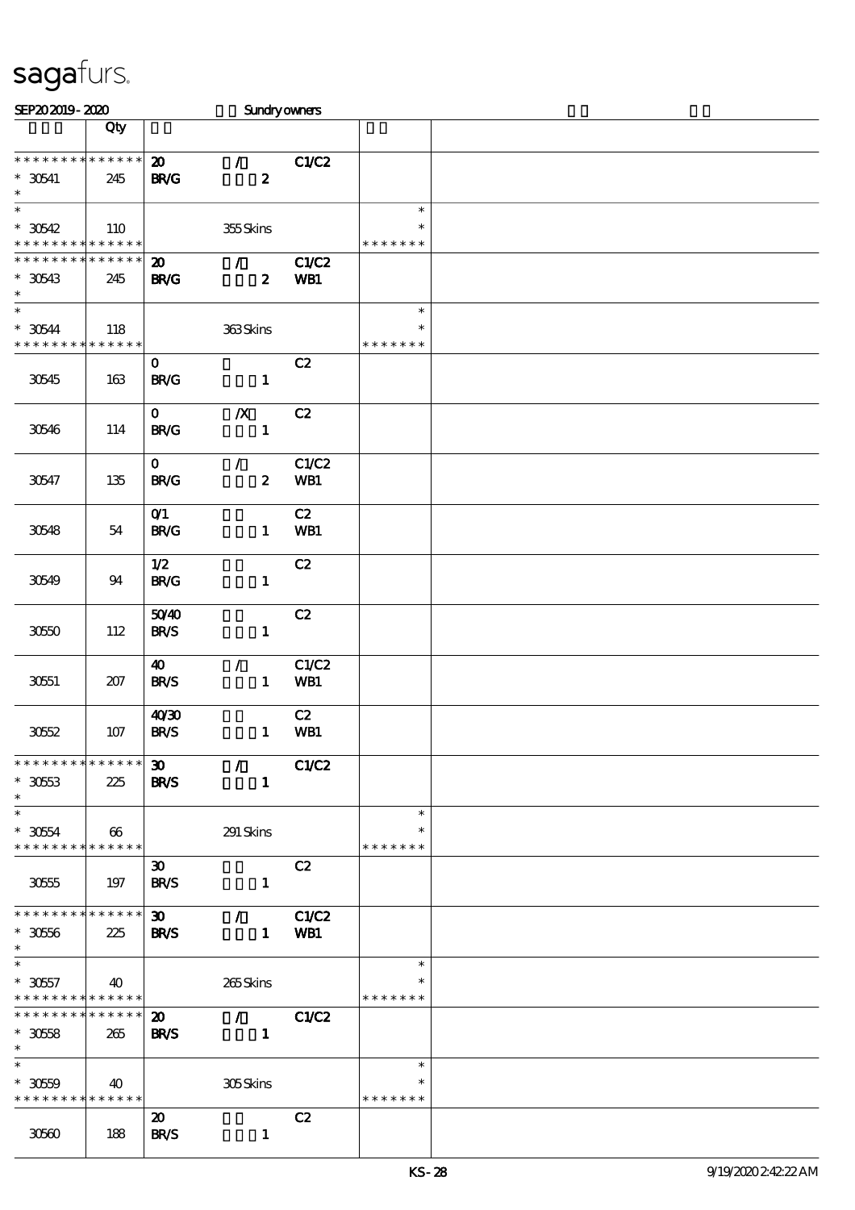sagafurs.

SEP20 2019 - 2020 Sundry owners

| | Qty | | | | |
|---|---|---|---|---|---|
| * * * * * * * * * * * * * * | | 20 / | C1/C2 | | |
| * 30541 | 245 | BR/G 2 | | | |
| * | | | | | |
| * | | | | * | |
| * 30542 | 110 | 355 Skins | | * | |
| * * * * * * * * * * * * * * | | | | * * * * * * * | |
| * * * * * * * * * * * * * * | | 20 / | C1/C2 | | |
| * 30543 | 245 | BR/G 2 | WB1 | | |
| * | | | | | |
| * | | | | * | |
| * 30544 | 118 | 363 Skins | | * | |
| * * * * * * * * * * * * * * | | | | * * * * * * * | |
| 30545 | 163 | 0 BR/G 1 | C2 | | |
| 30546 | 114 | 0 /X BR/G 1 | C2 | | |
| 30547 | 135 | 0 / BR/G 2 | C1/C2 WB1 | | |
| 30548 | 54 | 0/1 BR/G 1 | C2 WB1 | | |
| 30549 | 94 | 1/2 BR/G 1 | C2 | | |
| 30550 | 112 | 50/40 BR/S 1 | C2 | | |
| 30551 | 207 | 40 / BR/S 1 | C1/C2 WB1 | | |
| 30552 | 107 | 40/30 BR/S 1 | C2 WB1 | | |
| * * * * * * * * * * * * * * | | 30 / | C1/C2 | | |
| * 30553 | 225 | BR/S 1 | | | |
| * | | | | | |
| * | | | | * | |
| * 30554 | 66 | 291 Skins | | * | |
| * * * * * * * * * * * * * * | | | | * * * * * * * | |
| 30555 | 197 | 30 BR/S 1 | C2 | | |
| * * * * * * * * * * * * * * | | 30 / | C1/C2 | | |
| * 30556 | 225 | BR/S 1 | WB1 | | |
| * | | | | | |
| * | | | | * | |
| * 30557 | 40 | 265 Skins | | * | |
| * * * * * * * * * * * * * * | | | | * * * * * * * | |
| * * * * * * * * * * * * * * | | 20 / | C1/C2 | | |
| * 30558 | 265 | BR/S 1 | | | |
| * | | | | | |
| * | | | | * | |
| * 30559 | 40 | 305 Skins | | * | |
| * * * * * * * * * * * * * * | | | | * * * * * * * | |
| 30560 | 188 | 20 BR/S 1 | C2 | | |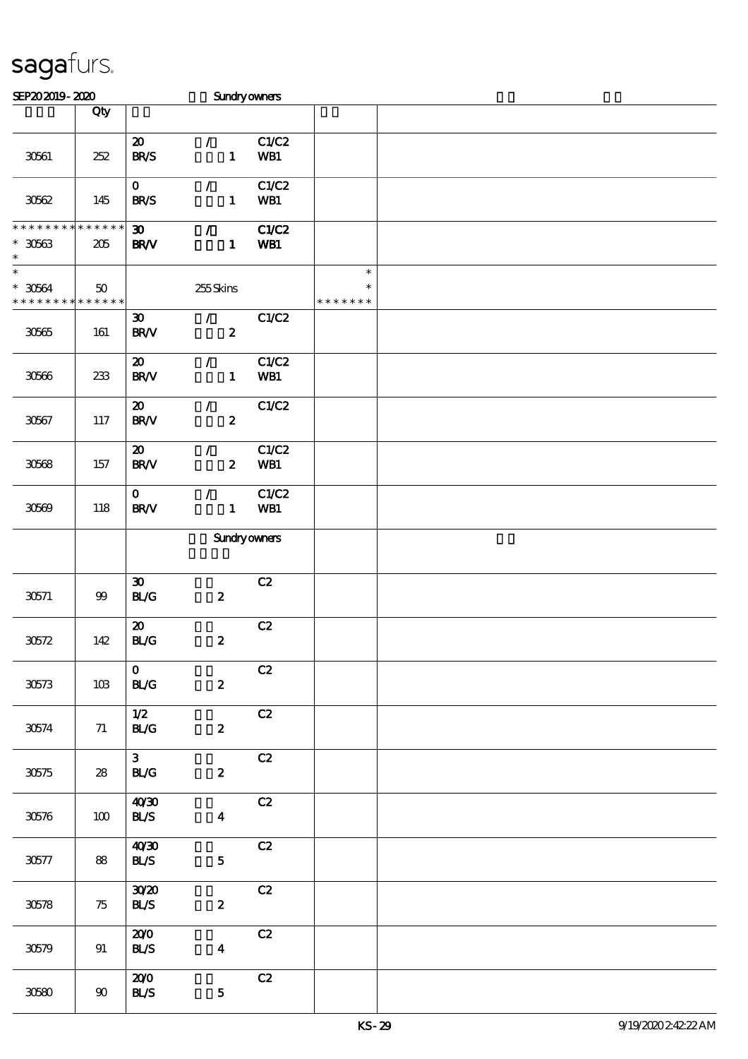# sagafurs.

SEP20 2019 - 2020 Sundry owners

| | Qty | | | |
|---|---|---|---|---|
| 30561 | 252 | 20 / C1/C2<br>BR/S 1 WB1 | | |
| 30562 | 145 | 0 / C1/C2<br>BR/S 1 WB1 | | |
| * * * * * * * * * * * * * *<br>* 30563<br>* | 205 | 30 / C1/C2<br>BR/V 1 WB1 | | |
| *<br>* 30564<br>* * * * * * * * * * * * * * | 50 | 255 Skins | *<br>*<br>* * * * * * * | |
| 30565 | 161 | 30 / C1/C2<br>BR/V 2 | | |
| 30566 | 233 | 20 / C1/C2<br>BR/V 1 WB1 | | |
| 30567 | 117 | 20 / C1/C2<br>BR/V 2 | | |
| 30568 | 157 | 20 / C1/C2<br>BR/V 2 WB1 | | |
| 30569 | 118 | 0 / C1/C2<br>BR/V 1 WB1 | | |
| | | Sundry owners | | |
| 30571 | 99 | 30 C2<br>BL/G 2 | | |
| 30572 | 142 | 20 C2<br>BL/G 2 | | |
| 30573 | 103 | 0 C2<br>BL/G 2 | | |
| 30574 | 71 | 1/2 C2<br>BL/G 2 | | |
| 30575 | 28 | 3 C2<br>BL/G 2 | | |
| 30576 | 100 | 40/30 C2<br>BL/S 4 | | |
| 30577 | 88 | 40/30 C2<br>BL/S 5 | | |
| 30578 | 75 | 30/20 C2<br>BL/S 2 | | |
| 30579 | 91 | 20/0 C2<br>BL/S 4 | | |
| 30580 | 90 | 20/0 C2<br>BL/S 5 | | |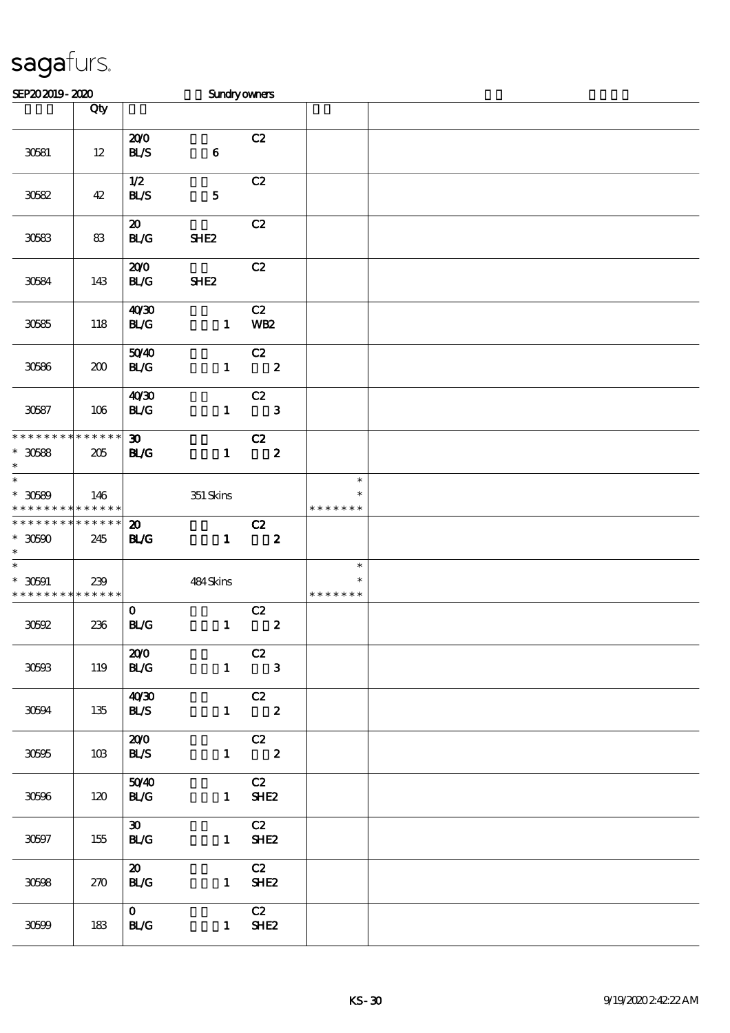sagafurs.

SEP20 2019 - 2020 Sundry owners

| | Qty | | |
|---|---|---|---|
| 30581 | 12 | 20/0 C2<br>BL/S 6 | |
| 30582 | 42 | 1/2 C2<br>BL/S 5 | |
| 30583 | 83 | 20 C2<br>BL/G SHE2 | |
| 30584 | 143 | 20/0 C2<br>BL/G SHE2 | |
| 30585 | 118 | 40/30 C2<br>BL/G 1 WB2 | |
| 30586 | 200 | 50/40 C2<br>BL/G 1 2 | |
| 30587 | 106 | 40/30 C2<br>BL/G 1 3 | |
| * * * * * * * * * * * * * *<br>* 30588<br>* | 205 | **30** **C2**<br>**BL/G** **1** **2** | |
| *<br>* 30589<br>* * * * * * * * * * * * * * | 146 | 351 Skins | *<br>*<br>* * * * * * * |
| * * * * * * * * * * * * * *<br>* 30590<br>* | 245 | **20** **C2**<br>**BL/G** **1** **2** | |
| *<br>* 30591<br>* * * * * * * * * * * * * * | 239 | 484 Skins | *<br>*<br>* * * * * * * |
| 30592 | 236 | 0 C2<br>BL/G 1 2 | |
| 30593 | 119 | 20/0 C2<br>BL/G 1 3 | |
| 30594 | 135 | 40/30 C2<br>BL/S 1 2 | |
| 30595 | 103 | 20/0 C2<br>BL/S 1 2 | |
| 30596 | 120 | 50/40 C2<br>BL/G 1 SHE2 | |
| 30597 | 155 | 30 C2<br>BL/G 1 SHE2 | |
| 30598 | 270 | 20 C2<br>BL/G 1 SHE2 | |
| 30599 | 183 | 0 C2<br>BL/G 1 SHE2 | |

KS-30 9/19/2020 2:42:22 AM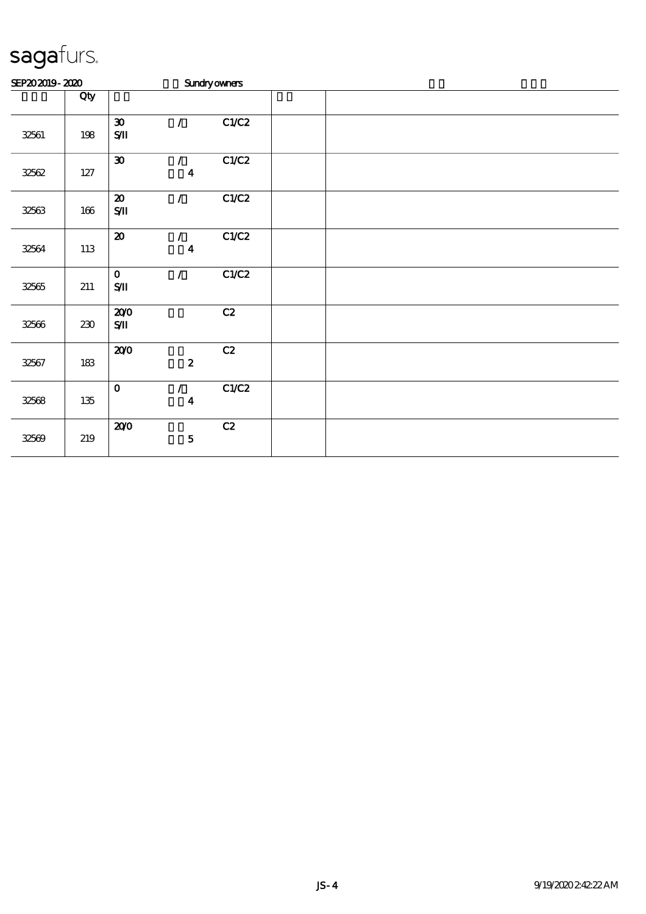# sagafurs.

SEP20 2019 - 2020 Sundry owners

| | Qty | | | | | |
|---|---|---|---|---|---|---|
| 32561 | 198 | 30 S/II | / | C1/C2 | | |
| 32562 | 127 | 30 | / 4 | C1/C2 | | |
| 32563 | 166 | 20 S/II | / | C1/C2 | | |
| 32564 | 113 | 20 | / 4 | C1/C2 | | |
| 32565 | 211 | 0 S/II | / | C1/C2 | | |
| 32566 | 230 | 20/0 S/II | | C2 | | |
| 32567 | 183 | 20/0 | 2 | C2 | | |
| 32568 | 135 | 0 | / 4 | C1/C2 | | |
| 32569 | 219 | 20/0 | 5 | C2 | | |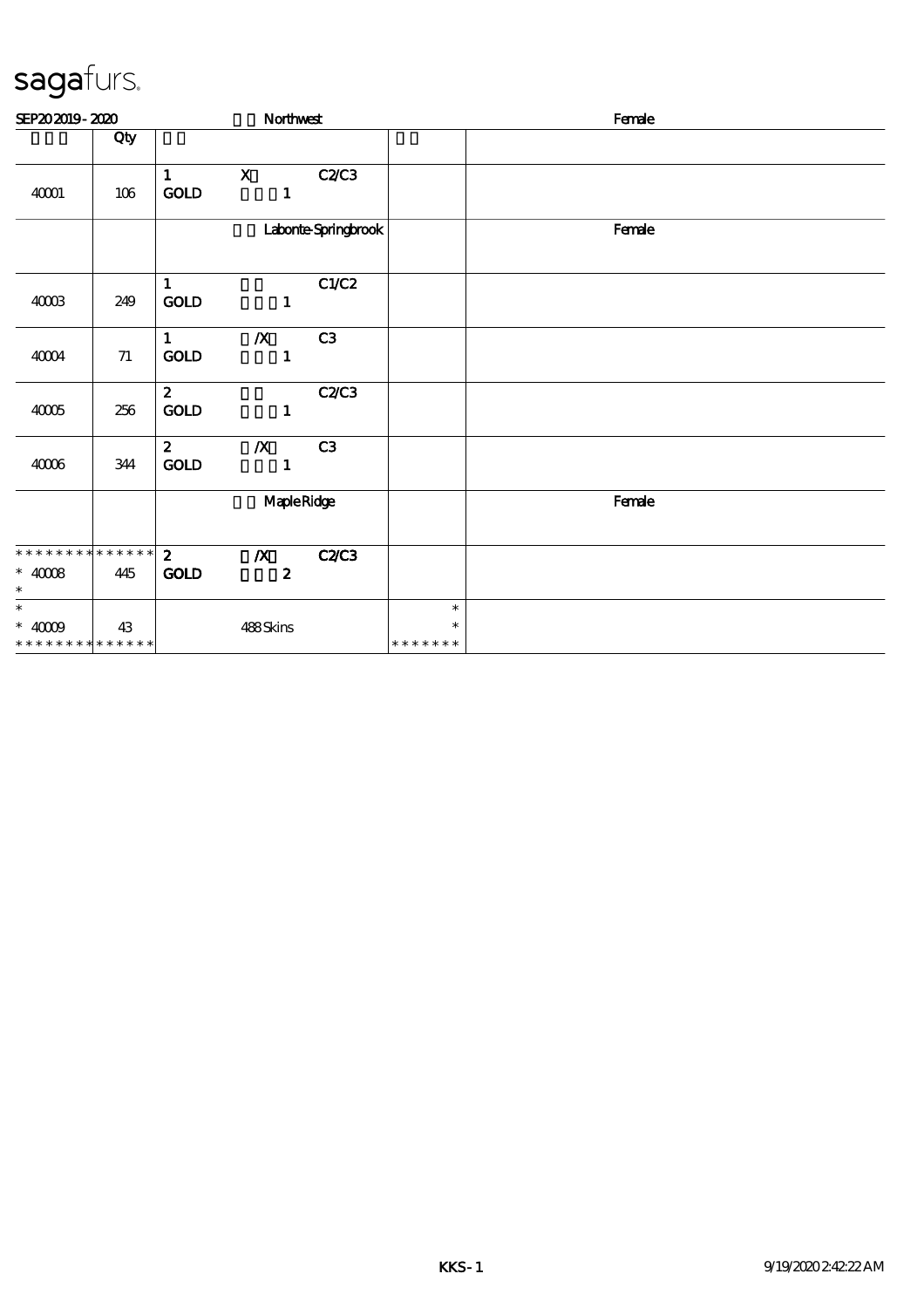# sagafurs.

| SEP20 2019 - 2020 | | Northwest | | Female |
|---|---|---|---|---|
| | Qty | | | |
| 40001 | 106 | 1 X C2/C3<br>GOLD 1 | | |
| | | Labonte-Springbrook | | Female |
| 40003 | 249 | 1 C1/C2<br>GOLD 1 | | |
| 40004 | 71 | 1 /X C3<br>GOLD 1 | | |
| 40005 | 256 | 2 C2/C3<br>GOLD 1 | | |
| 40006 | 344 | 2 /X C3<br>GOLD 1 | | |
| | | Maple Ridge | | Female |
| * * * * * * * * * * * * * *<br>* 40008<br>* | * * * * * *<br>445 | 2 /X C2/C3<br>GOLD 2 | | |
| *<br>* 40009<br>* * * * * * * * * * * * * * | 43 | 488 Skins | *<br>*<br>* * * * * * * | |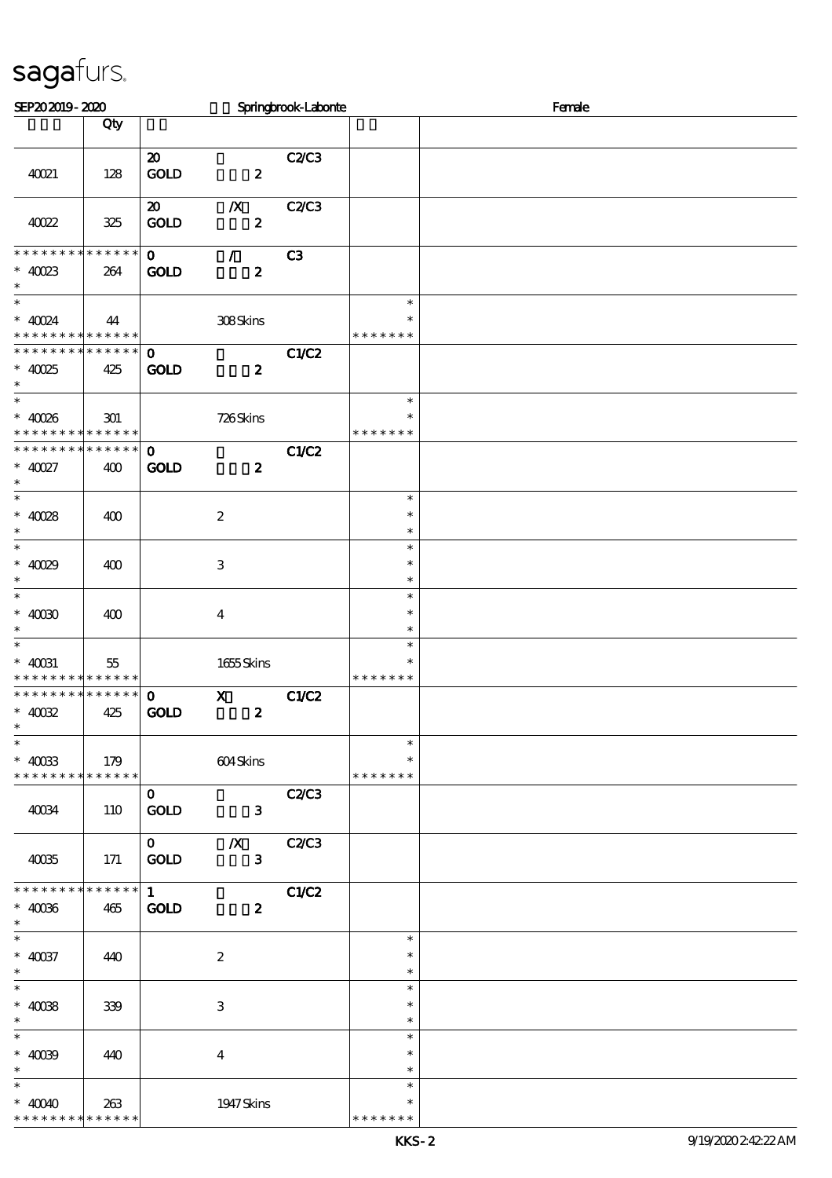sagafurs.

SEP20 2019 - 2020 Springbrook-Labonte Female

| | Qty | | | | |
|---|---|---|---|---|---|
| 40021 | 128 | 20 GOLD 2 | C2/C3 | | |
| 40022 | 325 | 20 /X GOLD 2 | C2/C3 | | |
| * * * * * * * * * * * * * * 40023 * | 264 | 0 / GOLD 2 | C3 | | |
| * * 40024 * * * * * * * * * * * * * | 44 | 308 Skins | | * * * * * * * * * | |
| * * * * * * * * * * * * * * 40025 * | 425 | 0 GOLD 2 | C1/C2 | | |
| * * 40026 * * * * * * * * * * * * * | 301 | 726 Skins | | * * * * * * * * * | |
| * * * * * * * * * * * * * * 40027 * | 400 | 0 GOLD 2 | C1/C2 | | |
| * * 40028 * | 400 | 2 | | * * * | |
| * * 40029 * | 400 | 3 | | * * * | |
| * * 40030 * | 400 | 4 | | * * * | |
| * * 40031 * * * * * * * * * * * * * | 55 | 1655 Skins | | * * * * * * * * * | |
| * * * * * * * * * * * * * * 40032 * | 425 | 0 X GOLD 2 | C1/C2 | | |
| * * 40033 * * * * * * * * * * * * * | 179 | 604 Skins | | * * * * * * * * * | |
| 40034 | 110 | 0 GOLD 3 | C2/C3 | | |
| 40035 | 171 | 0 /X GOLD 3 | C2/C3 | | |
| * * * * * * * * * * * * * * 40036 * | 465 | 1 GOLD 2 | C1/C2 | | |
| * * 40037 * | 440 | 2 | | * * * | |
| * * 40038 * | 339 | 3 | | * * * | |
| * * 40039 * | 440 | 4 | | * * * | |
| * * 40040 * * * * * * * * * * * * * | 263 | 1947 Skins | | * * * * * * * * * | |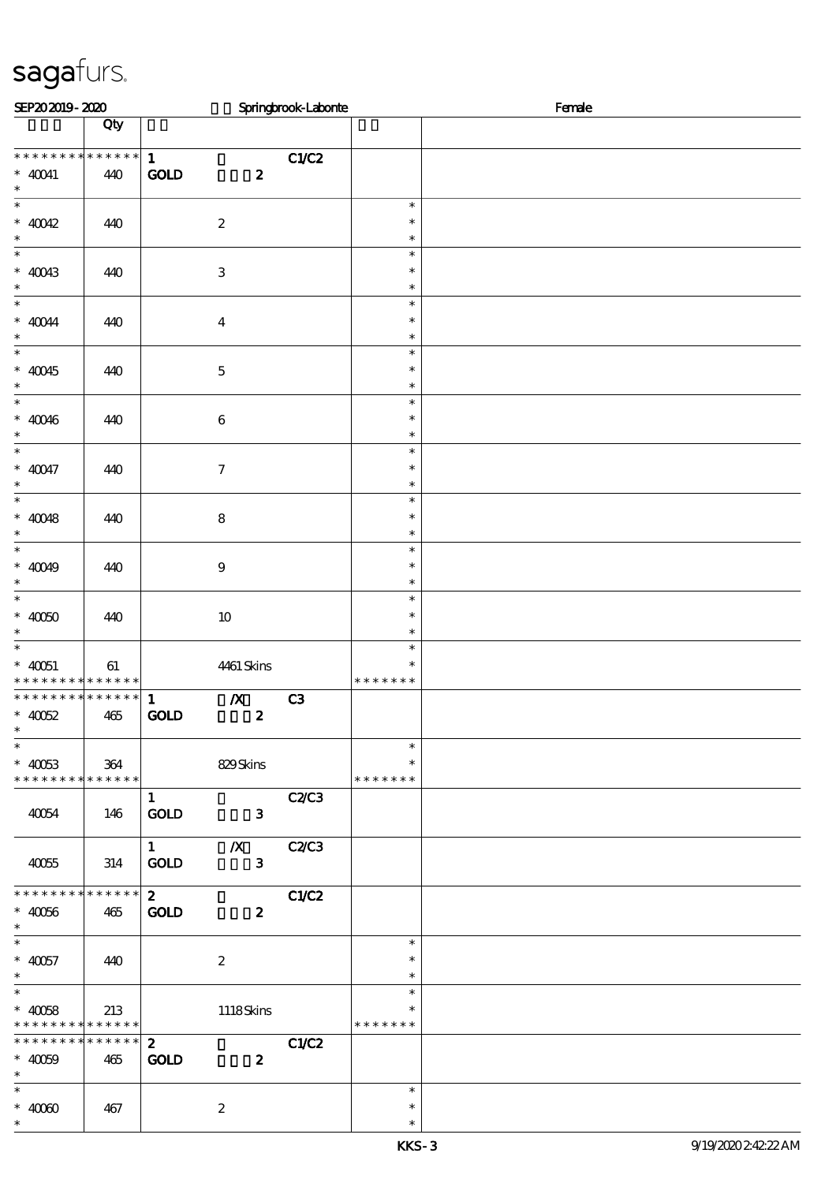SEP20 2019 - 2020 Springbrook-Labonte Female

| | Qty | | | |
|---|---|---|---|---|
| * * * * * * * * * * * * * * | | 1 | C1/C2 | |
| * 40041 | 440 | GOLD 2 | | |
| * | | | | |
| * 40042 | 440 | 2 | | * * * |
| * 40043 | 440 | 3 | | * * * |
| * 40044 | 440 | 4 | | * * * |
| * 40045 | 440 | 5 | | * * * |
| * 40046 | 440 | 6 | | * * * |
| * 40047 | 440 | 7 | | * * * |
| * 40048 | 440 | 8 | | * * * |
| * 40049 | 440 | 9 | | * * * |
| * 40050 | 440 | 10 | | * * * |
| * 40051 | 61 | 4461 Skins | | * * * * * * * * |
| * * * * * * * * * * * * * * | | 1 /X | C3 | |
| * 40052 | 465 | GOLD 2 | | |
| * 40053 | 364 | 829 Skins | | * * * * * * * * |
| | | 1 | C2/C3 | |
| 40054 | 146 | GOLD 3 | | |
| | | 1 /X | C2/C3 | |
| 40055 | 314 | GOLD 3 | | |
| * * * * * * * * * * * * * * | | 2 | C1/C2 | |
| * 40056 | 465 | GOLD 2 | | |
| * 40057 | 440 | 2 | | * * * |
| * 40058 | 213 | 1118 Skins | | * * * * * * * * |
| * * * * * * * * * * * * * * | | 2 | C1/C2 | |
| * 40059 | 465 | GOLD 2 | | |
| * 40060 | 467 | 2 | | * * * |

KKS - 3 9/19/2020 2:42:22 AM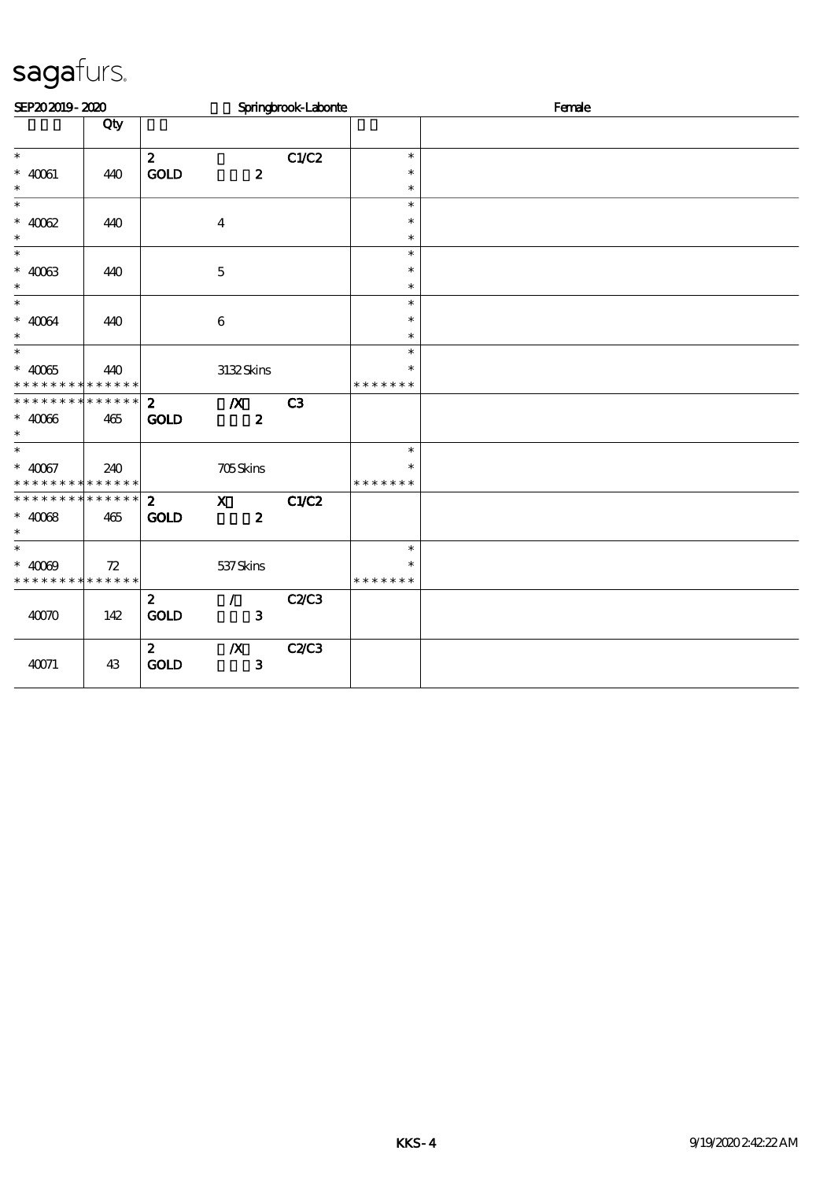# sagafurs.

SEP20 2019 - 2020 Springbrook-Labonte Female

| | Qty | | | | | |
|---|---|---|---|---|---|---|
| * | | 2 | | C1/C2 | * | |
| * 40061 | 440 | GOLD | 2 | | * | |
| * | | | | | * | |
| * | | | | | * | |
| * 40062 | 440 | | 4 | | * | |
| * | | | | | * | |
| * | | | | | * | |
| * 40063 | 440 | | 5 | | * | |
| * | | | | | * | |
| * | | | | | * | |
| * 40064 | 440 | | 6 | | * | |
| * | | | | | * | |
| * | | | | | * | |
| * 40065 | 440 | | 3132 Skins | | * | |
| * * * * * * * * * * * * * * | | | | | * * * * * * * | |
| * * * * * * * * * * * * * * | | 2 | /X | C3 | | |
| * 40066 | 465 | GOLD | 2 | | | |
| * | | | | | | |
| * | | | | | * | |
| * 40067 | 240 | | 705 Skins | | * | |
| * * * * * * * * * * * * * * | | | | | * * * * * * * | |
| * * * * * * * * * * * * * * | | 2 | X | C1/C2 | | |
| * 40068 | 465 | GOLD | 2 | | | |
| * | | | | | | |
| * | | | | | * | |
| * 40069 | 72 | | 537 Skins | | * | |
| * * * * * * * * * * * * * * | | | | | * * * * * * * | |
| | | 2 | / | C2/C3 | | |
| 40070 | 142 | GOLD | 3 | | | |
| | | 2 | /X | C2/C3 | | |
| 40071 | 43 | GOLD | 3 | | | |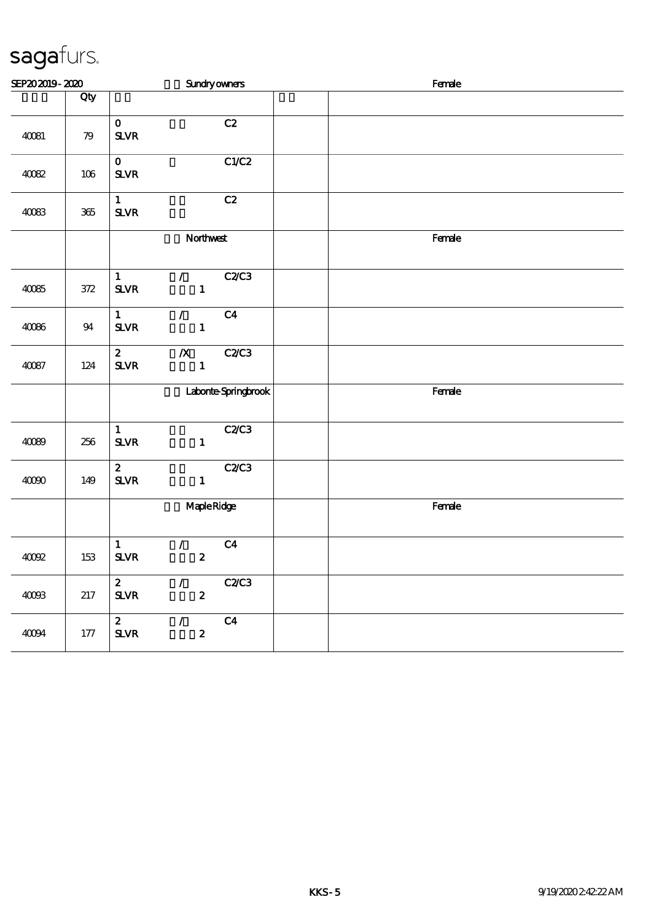sagafurs.

| SEP20 2019 - 2020 | | Sundry owners | | Female |
|---|---|---|---|---|
| | Qty | | | |
| 40081 | 79 | 0 C2<br>SLVR | | |
| 40082 | 106 | 0 C1/C2<br>SLVR | | |
| 40083 | 365 | 1 C2<br>SLVR | | |
| | | Northwest | | Female |
| 40085 | 372 | 1 / C2/C3<br>SLVR 1 | | |
| 40086 | 94 | 1 / C4<br>SLVR 1 | | |
| 40087 | 124 | 2 /X C2/C3<br>SLVR 1 | | |
| | | Labonte-Springbrook | | Female |
| 40089 | 256 | 1 C2/C3<br>SLVR 1 | | |
| 40090 | 149 | 2 C2/C3<br>SLVR 1 | | |
| | | Maple Ridge | | Female |
| 40092 | 153 | 1 / C4<br>SLVR 2 | | |
| 40093 | 217 | 2 / C2/C3<br>SLVR 2 | | |
| 40094 | 177 | 2 / C4<br>SLVR 2 | | |

KKS - 5 9/19/2020 2:42:22 AM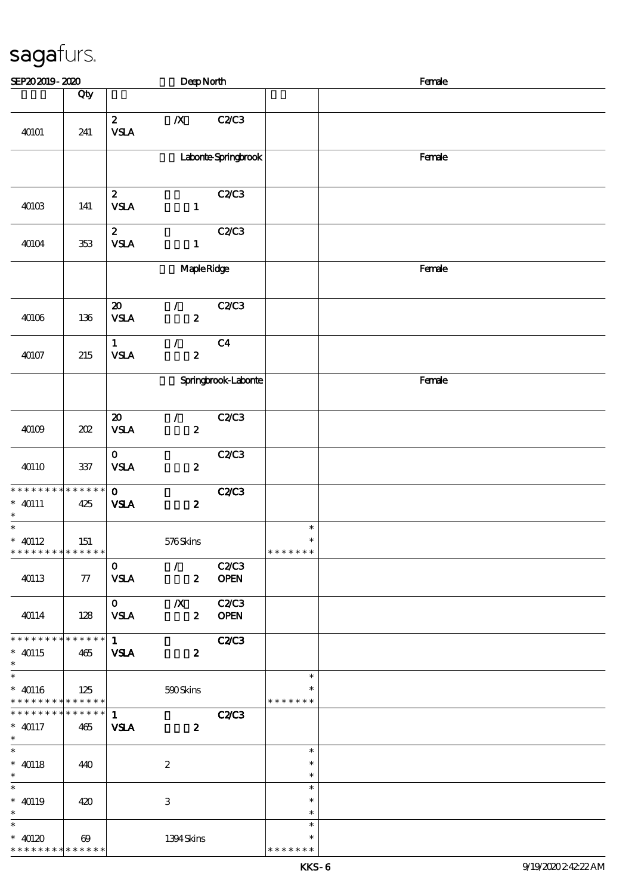# sagafurs.

SEP20 2019 - 2020 Deep North Female

| | Qty | | | |
|---|---|---|---|---|
| 40101 | 241 | 2 /X C2/C3 VSLA | | |
| | | Labonte-Springbrook | | Female |
| 40103 | 141 | 2 C2/C3 VSLA 1 | | |
| 40104 | 353 | 2 C2/C3 VSLA 1 | | |
| | | Maple Ridge | | Female |
| 40106 | 136 | 20 / C2/C3 VSLA 2 | | |
| 40107 | 215 | 1 / C4 VSLA 2 | | |
| | | Springbrook-Labonte | | Female |
| 40109 | 202 | 20 / C2/C3 VSLA 2 | | |
| 40110 | 337 | 0 C2/C3 VSLA 2 | | |
| * * * * * * * * * * * * * * * 40111 * | 425 | 0 C2/C3 VSLA 2 | | |
| * * 40112 * * * * * * * * * * * * * * | 151 | 576 Skins | * * * * * * * * * | |
| 40113 | 77 | 0 / C2/C3 VSLA 2 OPEN | | |
| 40114 | 128 | 0 /X C2/C3 VSLA 2 OPEN | | |
| * * * * * * * * * * * * * * * 40115 * | 465 | 1 C2/C3 VSLA 2 | | |
| * * 40116 * * * * * * * * * * * * * * | 125 | 590 Skins | * * * * * * * * * | |
| * * * * * * * * * * * * * * * 40117 * | 465 | 1 C2/C3 VSLA 2 | | |
| * * 40118 * | 440 | 2 | * * * | |
| * * 40119 * | 420 | 3 | * * * | |
| * * 40120 * * * * * * * * * * * * * * | 69 | 1394 Skins | * * * * * * * * * | |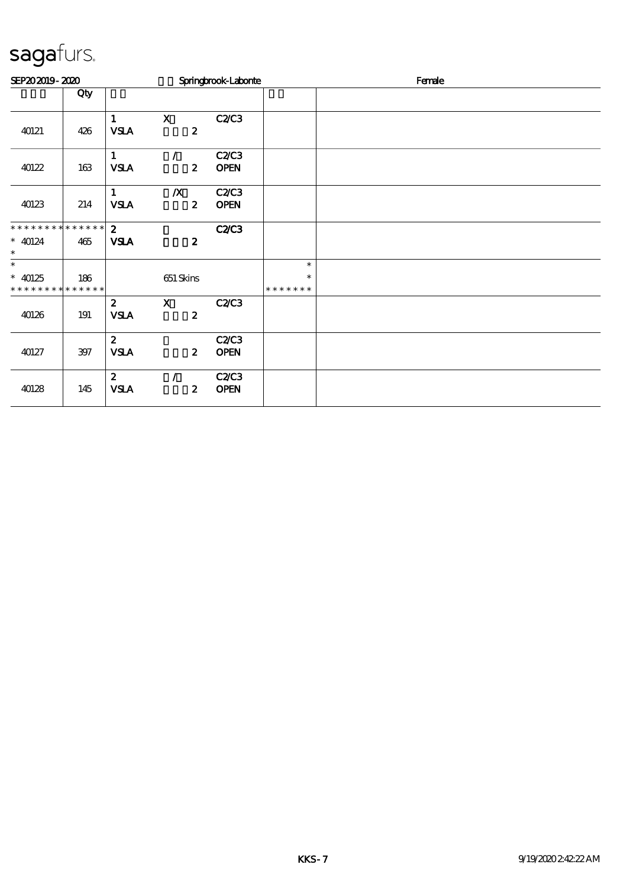# sagafurs.

SEP20 2019 - 2020 Springbrook-Labonte Female

| | Qty | | | | | |
|---|---|---|---|---|---|---|
| 40121 | 426 | 1<br>VSLA | X<br>2 | C2/C3 | | |
| 40122 | 163 | 1<br>VSLA | /<br>2 | C2/C3<br>OPEN | | |
| 40123 | 214 | 1<br>VSLA | /X<br>2 | C2/C3<br>OPEN | | |
| * * * * * * * * * * * * * *<br>* 40124<br>* | 465 | 2<br>VSLA | <br>2 | C2/C3 | | |
| *<br>* 40125<br>* * * * * * * * * * * * * * | 186 | | 651 Skins | | *<br>*<br>* * * * * * * | |
| 40126 | 191 | 2<br>VSLA | X<br>2 | C2/C3 | | |
| 40127 | 397 | 2<br>VSLA | <br>2 | C2/C3<br>OPEN | | |
| 40128 | 145 | 2<br>VSLA | /<br>2 | C2/C3<br>OPEN | | |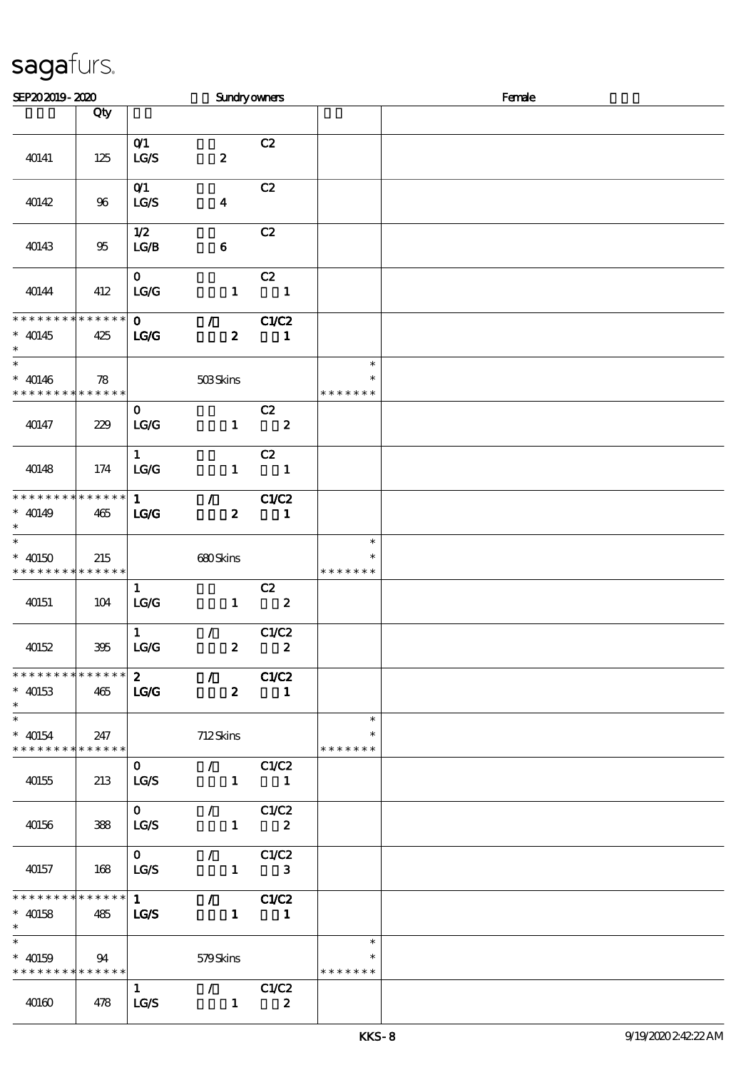# sagafurs.

SEP20 2019 - 2020 Sundry owners Female

| | Qty | | | |
|---|---|---|---|---|
| 40141 | 125 | 0/1 LG/S 2 | C2 | |
| 40142 | 96 | 0/1 LG/S 4 | C2 | |
| 40143 | 95 | 1/2 LG/B 6 | C2 | |
| 40144 | 412 | 0 LG/G 1 1 | C2 | |
| * * * * * * * * * * * * * * 40145 * | 425 | 0 / LG/G 2 1 | C1/C2 | |
| * * 40146 * * * * * * * * * * * * * | 78 | 503 Skins | | * * * * * * * * * |
| 40147 | 229 | 0 LG/G 1 2 | C2 | |
| 40148 | 174 | 1 LG/G 1 1 | C2 | |
| * * * * * * * * * * * * * * 40149 * | 465 | 1 / LG/G 2 1 | C1/C2 | |
| * * 40150 * * * * * * * * * * * * * | 215 | 680 Skins | | * * * * * * * * * |
| 40151 | 104 | 1 LG/G 1 2 | C2 | |
| 40152 | 395 | 1 / LG/G 2 2 | C1/C2 | |
| * * * * * * * * * * * * * * 40153 * | 465 | 2 / LG/G 2 1 | C1/C2 | |
| * * 40154 * * * * * * * * * * * * * | 247 | 712 Skins | | * * * * * * * * * |
| 40155 | 213 | 0 / LG/S 1 1 | C1/C2 | |
| 40156 | 388 | 0 / LG/S 1 2 | C1/C2 | |
| 40157 | 168 | 0 / LG/S 1 3 | C1/C2 | |
| * * * * * * * * * * * * * * 40158 * | 485 | 1 / LG/S 1 1 | C1/C2 | |
| * * 40159 * * * * * * * * * * * * * | 94 | 579 Skins | | * * * * * * * * * |
| 40160 | 478 | 1 / LG/S 1 2 | C1/C2 | |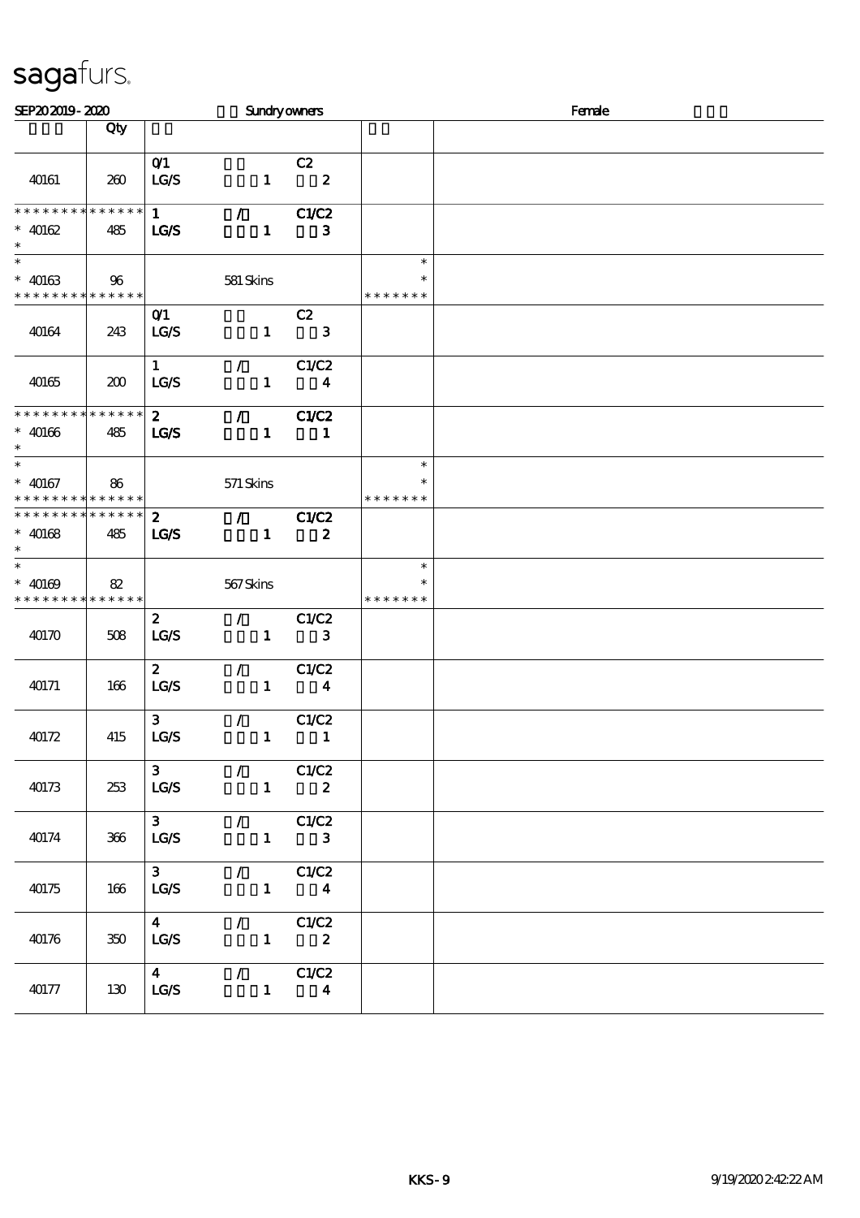# sagafurs.

SEP20 2019 - 2020 Sundry owners Female

| | Qty | | | |
|---|---|---|---|---|
| 40161 | 260 | 0/1 C2<br>LG/S 1 2 | | |
| * * * * * * * * * * * * * *<br>* 40162<br>* | 485 | 1 / C1/C2<br>LG/S 1 3 | | |
| *<br>* 40163<br>* * * * * * * * * * * * * * | 96 | 581 Skins | *<br>*<br>* * * * * * * | |
| 40164 | 243 | 0/1 C2<br>LG/S 1 3 | | |
| 40165 | 200 | 1 / C1/C2<br>LG/S 1 4 | | |
| * * * * * * * * * * * * * *<br>* 40166<br>* | 485 | 2 / C1/C2<br>LG/S 1 1 | | |
| *<br>* 40167<br>* * * * * * * * * * * * * * | 86 | 571 Skins | *<br>*<br>* * * * * * * | |
| * * * * * * * * * * * * * *<br>* 40168<br>* | 485 | 2 / C1/C2<br>LG/S 1 2 | | |
| *<br>* 40169<br>* * * * * * * * * * * * * * | 82 | 567 Skins | *<br>*<br>* * * * * * * | |
| 40170 | 508 | 2 / C1/C2<br>LG/S 1 3 | | |
| 40171 | 166 | 2 / C1/C2<br>LG/S 1 4 | | |
| 40172 | 415 | 3 / C1/C2<br>LG/S 1 1 | | |
| 40173 | 253 | 3 / C1/C2<br>LG/S 1 2 | | |
| 40174 | 366 | 3 / C1/C2<br>LG/S 1 3 | | |
| 40175 | 166 | 3 / C1/C2<br>LG/S 1 4 | | |
| 40176 | 350 | 4 / C1/C2<br>LG/S 1 2 | | |
| 40177 | 130 | 4 / C1/C2<br>LG/S 1 4 | | |

KKS - 9 9/19/2020 2:42:22 AM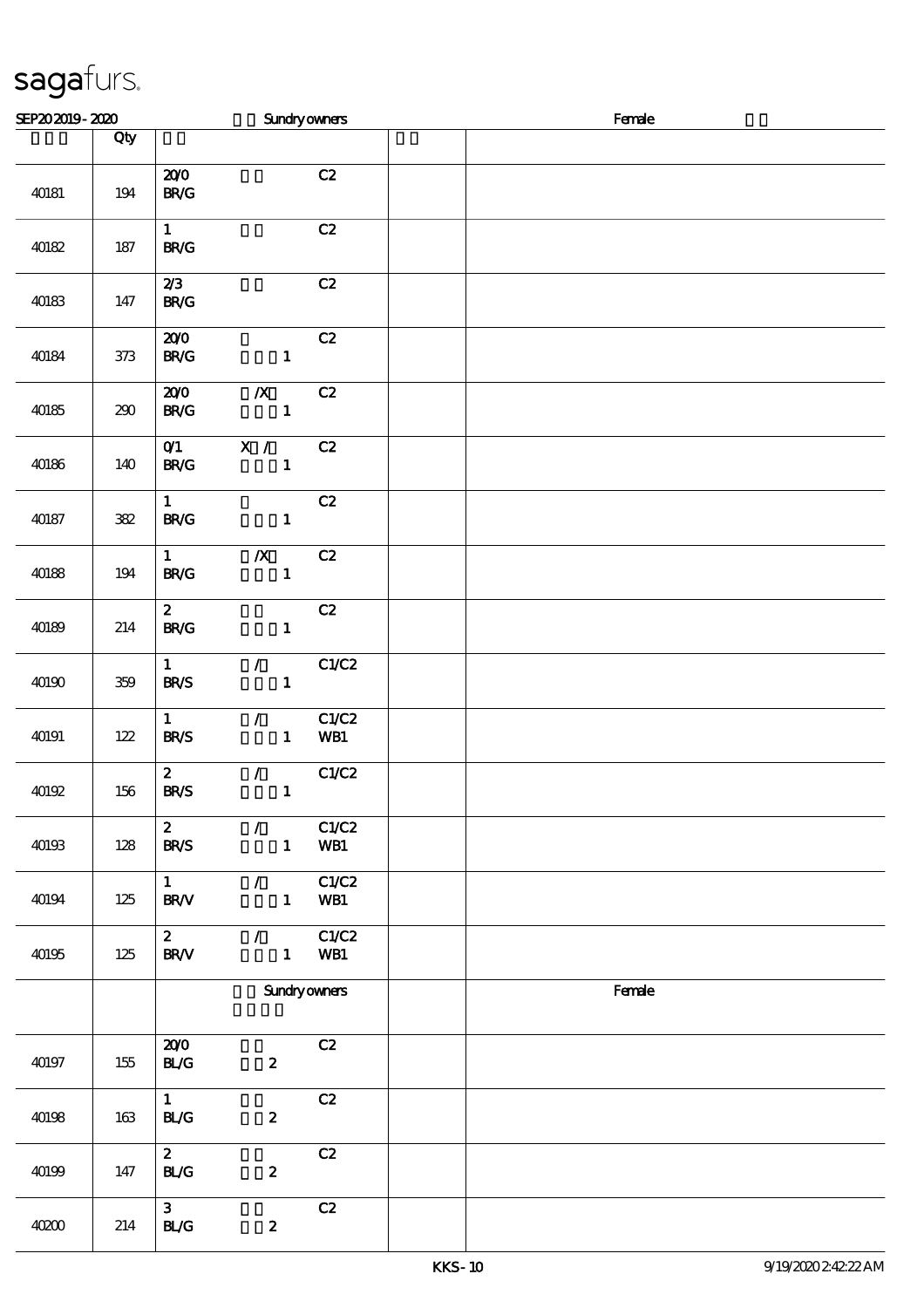sagafurs.

SEP20 2019 - 2020 Sundry owners Female

| | Qty | | | |
|---|---|---|---|---|
| 40181 | 194 | 20/0 C2<br>BR/G | | |
| 40182 | 187 | 1 C2<br>BR/G | | |
| 40183 | 147 | 2/3 C2<br>BR/G | | |
| 40184 | 373 | 20/0 C2<br>BR/G 1 | | |
| 40185 | 290 | 20/0 /X C2<br>BR/G 1 | | |
| 40186 | 140 | 0/1 X / C2<br>BR/G 1 | | |
| 40187 | 382 | 1 C2<br>BR/G 1 | | |
| 40188 | 194 | 1 /X C2<br>BR/G 1 | | |
| 40189 | 214 | 2 C2<br>BR/G 1 | | |
| 40190 | 359 | 1 / C1/C2<br>BR/S 1 | | |
| 40191 | 122 | 1 / C1/C2<br>BR/S 1 WB1 | | |
| 40192 | 156 | 2 / C1/C2<br>BR/S 1 | | |
| 40193 | 128 | 2 / C1/C2<br>BR/S 1 WB1 | | |
| 40194 | 125 | 1 / C1/C2<br>BR/V 1 WB1 | | |
| 40195 | 125 | 2 / C1/C2<br>BR/V 1 WB1 | | |
| | | Sundry owners | | Female |
| 40197 | 155 | 20/0 C2<br>BL/G 2 | | |
| 40198 | 163 | 1 C2<br>BL/G 2 | | |
| 40199 | 147 | 2 C2<br>BL/G 2 | | |
| 40200 | 214 | 3 C2<br>BL/G 2 | | |

KKS - 10 9/19/2020 2:42:22 AM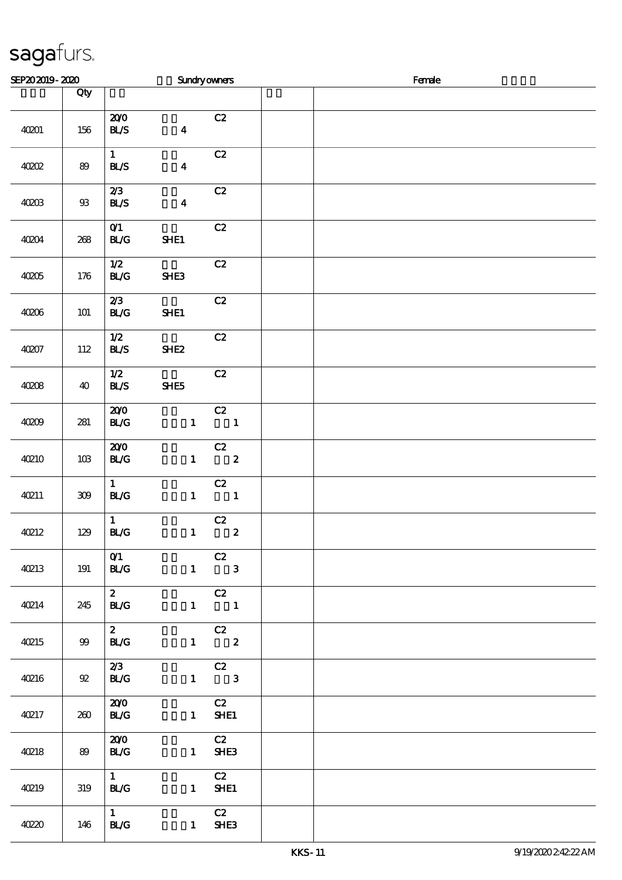sagafurs.

SEP20 2019 - 2020 Sundry owners Female

| | Qty | | | |
|---|---|---|---|---|
| 40201 | 156 | 20/0 BL/S 4 C2 | | |
| 40202 | 89 | 1 BL/S 4 C2 | | |
| 40203 | 93 | 2/3 BL/S 4 C2 | | |
| 40204 | 268 | 0/1 BL/G SHE1 C2 | | |
| 40205 | 176 | 1/2 BL/G SHE3 C2 | | |
| 40206 | 101 | 2/3 BL/G SHE1 C2 | | |
| 40207 | 112 | 1/2 BL/S SHE2 C2 | | |
| 40208 | 40 | 1/2 BL/S SHE5 C2 | | |
| 40209 | 281 | 20/0 BL/G 1 1 C2 | | |
| 40210 | 103 | 20/0 BL/G 1 2 C2 | | |
| 40211 | 309 | 1 BL/G 1 1 C2 | | |
| 40212 | 129 | 1 BL/G 1 2 C2 | | |
| 40213 | 191 | 0/1 BL/G 1 3 C2 | | |
| 40214 | 245 | 2 BL/G 1 1 C2 | | |
| 40215 | 99 | 2 BL/G 1 2 C2 | | |
| 40216 | 92 | 2/3 BL/G 1 3 C2 | | |
| 40217 | 260 | 20/0 BL/G 1 SHE1 C2 | | |
| 40218 | 89 | 20/0 BL/G 1 SHE3 C2 | | |
| 40219 | 319 | 1 BL/G 1 SHE1 C2 | | |
| 40220 | 146 | 1 BL/G 1 SHE3 C2 | | |

KKS - 11 9/19/2020 2:42:22 AM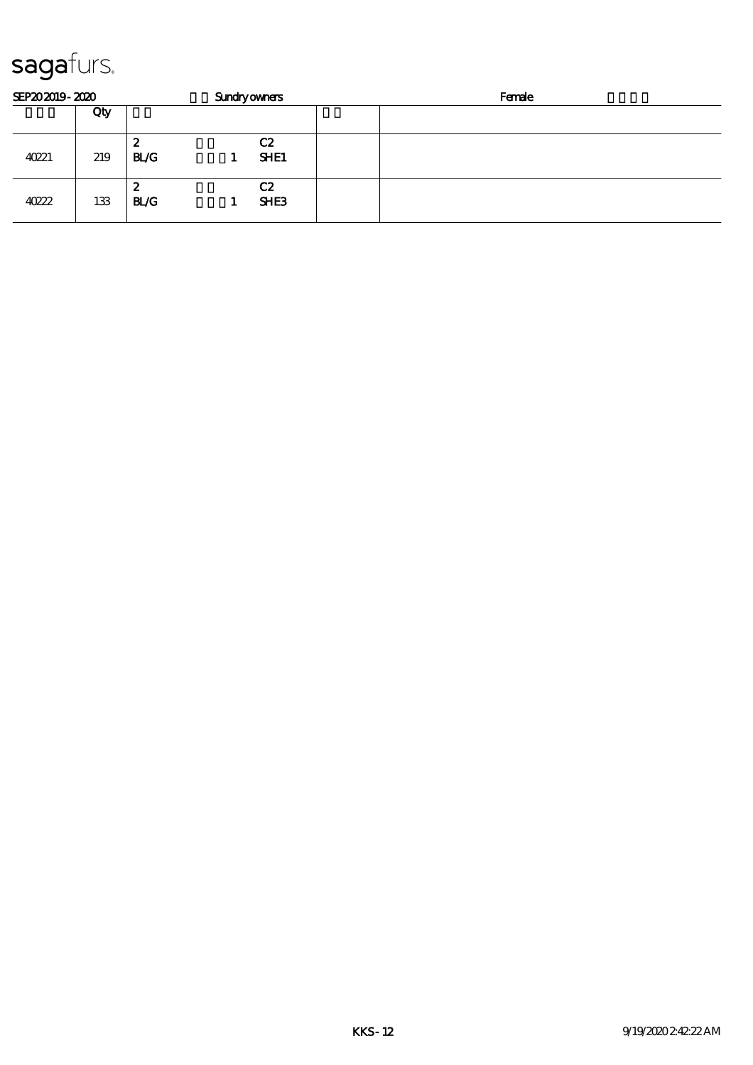sagafurs.

SEP20 2019 - 2020 Sundry owners Female

| | Qty | | | |
|---|---|---|---|---|
| 40221 | 219 | 2 BL/G 1 C2 SHE1 | | |
| 40222 | 133 | 2 BL/G 1 C2 SHE3 | | |

KKS - 12 9/19/2020 2:42:22 AM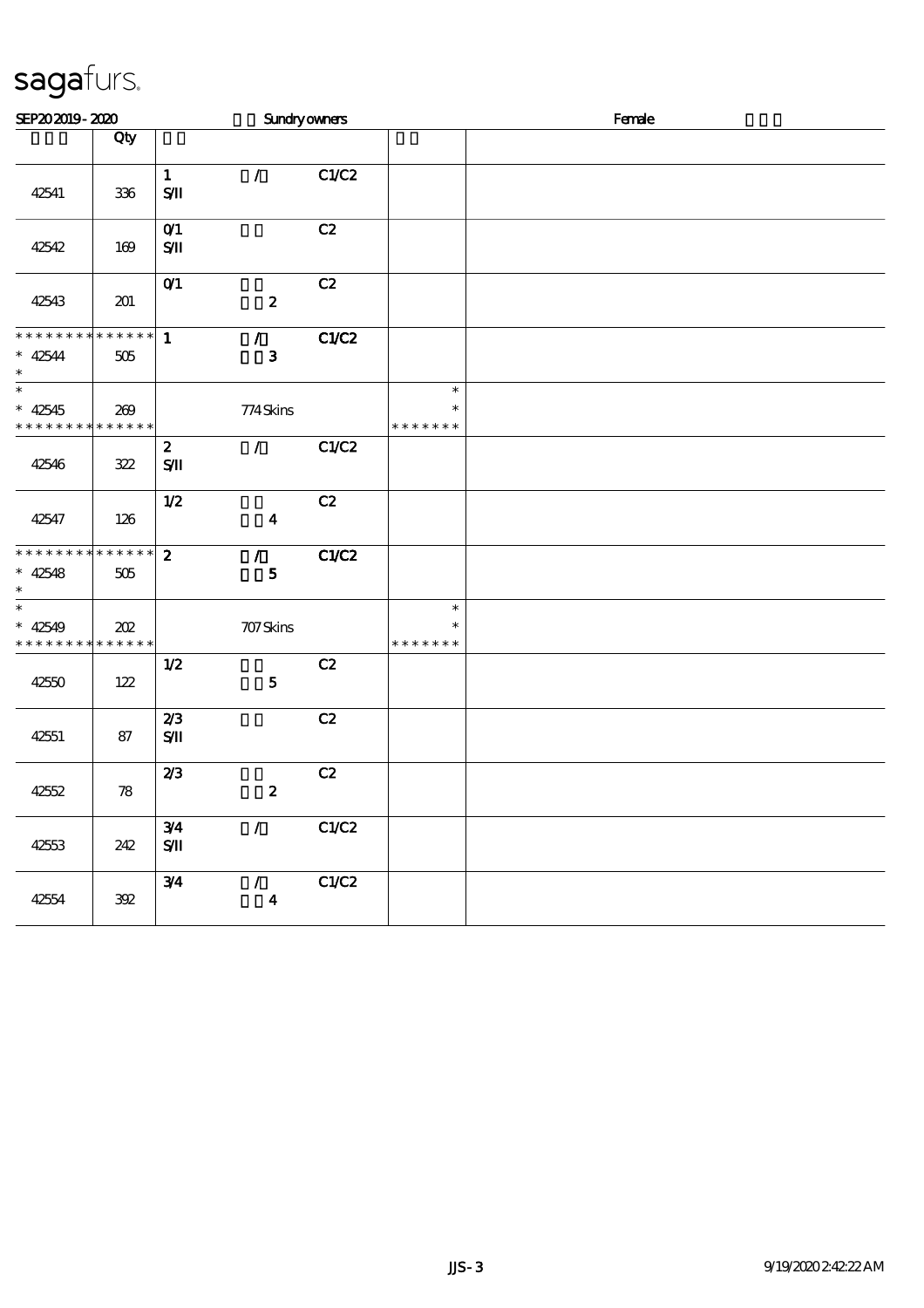sagafurs.

SEP20 2019 - 2020 Sundry owners Female

| | Qty | | | | |
|---|---|---|---|---|---|
| 42541 | 336 | 1 S/II | / | C1/C2 | |
| 42542 | 169 | 0/1 S/II | | C2 | |
| 42543 | 201 | 0/1 | 2 | C2 | |
| * * * * * * * * * * * * * * 42544 * | 505 | 1 | / 3 | C1/C2 | |
| * * 42545 * * * * * * * * * * * * * | 269 | | 774 Skins | | * * * * * * * * * |
| 42546 | 322 | 2 S/II | / | C1/C2 | |
| 42547 | 126 | 1/2 | 4 | C2 | |
| * * * * * * * * * * * * * * 42548 * | 505 | 2 | / 5 | C1/C2 | |
| * * 42549 * * * * * * * * * * * * * | 202 | | 707 Skins | | * * * * * * * * * |
| 42550 | 122 | 1/2 | 5 | C2 | |
| 42551 | 87 | 2/3 S/II | | C2 | |
| 42552 | 78 | 2/3 | 2 | C2 | |
| 42553 | 242 | 3/4 S/II | / | C1/C2 | |
| 42554 | 392 | 3/4 | / 4 | C1/C2 | |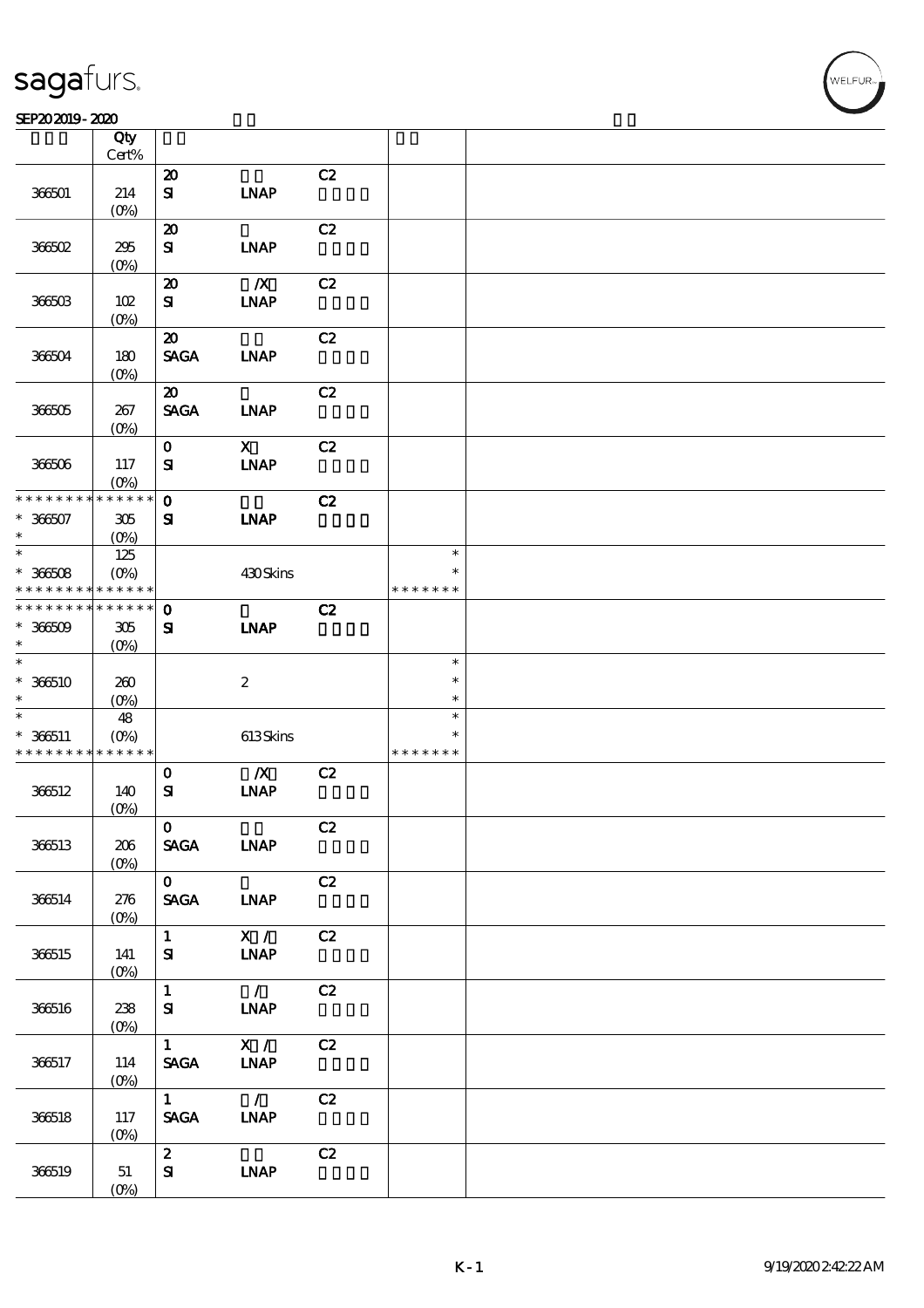# sagafurs.

SEP20 2019 - 2020

| | Qty Cert% | | | | | |
|---|---|---|---|---|---|---|
| 366501 | 214 (0%) | 20 SI | LNAP | C2 | | |
| 366502 | 295 (0%) | 20 SI | LNAP | C2 | | |
| 366503 | 102 (0%) | 20 SI | /X LNAP | C2 | | |
| 366504 | 180 (0%) | 20 SAGA | LNAP | C2 | | |
| 366505 | 267 (0%) | 20 SAGA | LNAP | C2 | | |
| 366506 | 117 (0%) | 0 SI | X LNAP | C2 | | |
| * * * * * * * * * * * * * * <br>* 366507 <br>* | 305 (0%) | 0 SI | LNAP | C2 | | |
| * <br>* 366508 <br>* * * * * * * * * * * * * * | 125 (0%) | | 430 Skins | | * <br>* <br>* * * * * * * | |
| * * * * * * * * * * * * * * <br>* 366509 <br>* | 305 (0%) | 0 SI | LNAP | C2 | | |
| * <br>* 366510 <br>* | 260 (0%) | | 2 | | * <br>* <br>* | |
| * <br>* 366511 <br>* * * * * * * * * * * * * * | 48 (0%) | | 613 Skins | | * <br>* <br>* * * * * * * | |
| 366512 | 140 (0%) | 0 SI | /X LNAP | C2 | | |
| 366513 | 206 (0%) | 0 SAGA | LNAP | C2 | | |
| 366514 | 276 (0%) | 0 SAGA | LNAP | C2 | | |
| 366515 | 141 (0%) | 1 SI | X / LNAP | C2 | | |
| 366516 | 238 (0%) | 1 SI | / LNAP | C2 | | |
| 366517 | 114 (0%) | 1 SAGA | X / LNAP | C2 | | |
| 366518 | 117 (0%) | 1 SAGA | / LNAP | C2 | | |
| 366519 | 51 (0%) | 2 SI | LNAP | C2 | | |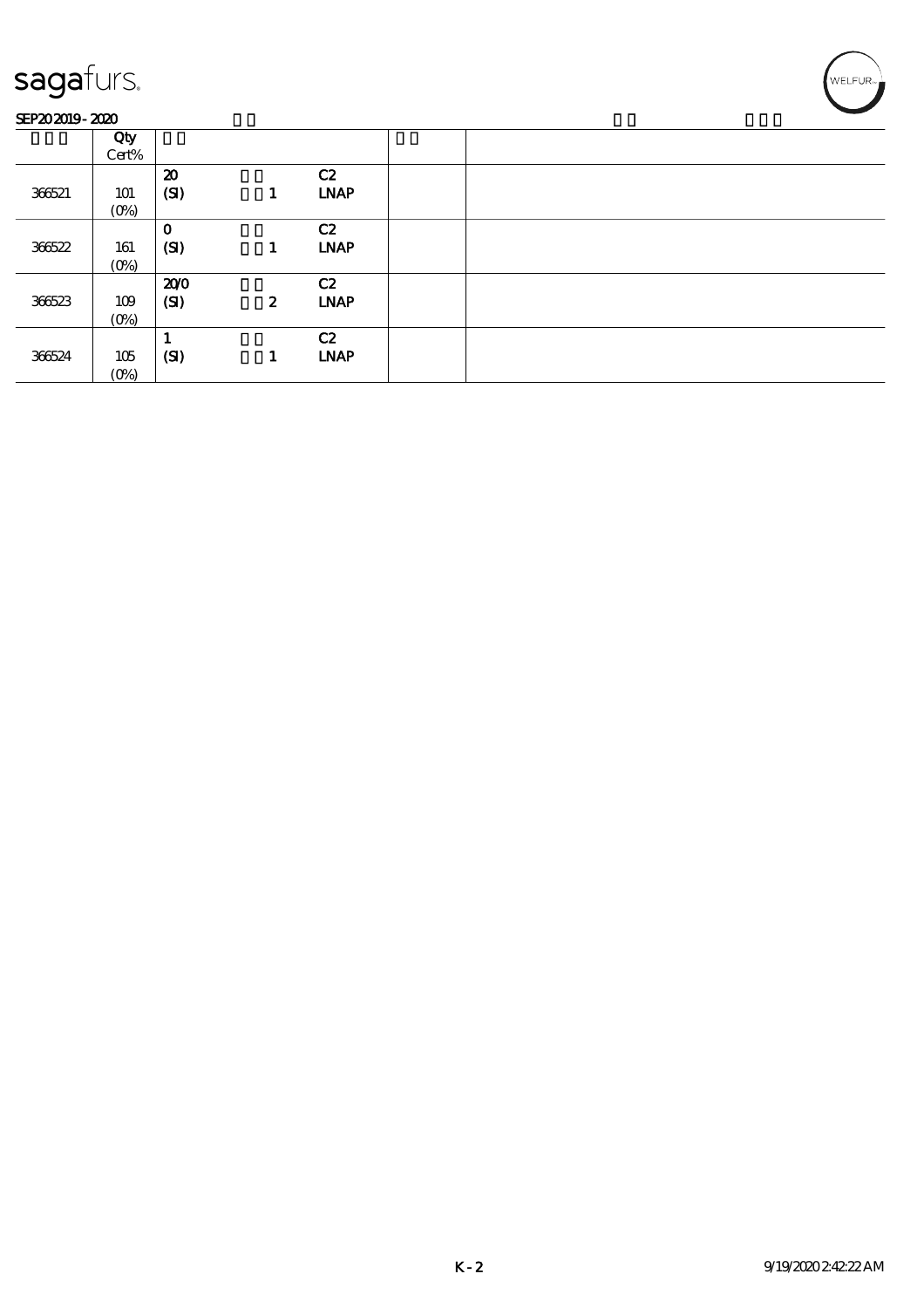| | Qty Cert% | | | | | |
|---|---|---|---|---|---|---|
| 366521 | 101 (0%) | 20 (SI) | 1 | C2 LNAP | | |
| 366522 | 161 (0%) | 0 (SI) | 1 | C2 LNAP | | |
| 366523 | 109 (0%) | 20/0 (SI) | 2 | C2 LNAP | | |
| 366524 | 105 (0%) | 1 (SI) | 1 | C2 LNAP | | |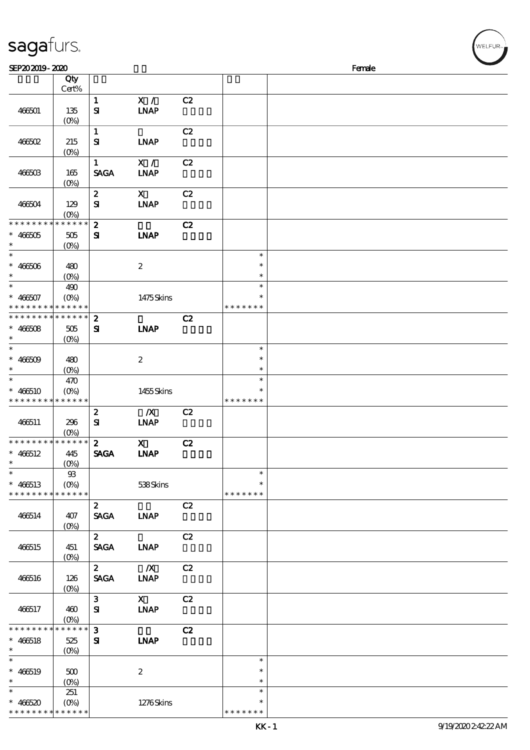sagafurs.

SEP20 2019 - 2020 Female

| | Qty Cert% | | | | | |
|---|---|---|---|---|---|---|
| 466501 | 135 (0%) | 1 SI | X / LNAP | C2 | | |
| 466502 | 215 (0%) | 1 SI | LNAP | C2 | | |
| 466503 | 165 (0%) | 1 SAGA | X / LNAP | C2 | | |
| 466504 | 129 (0%) | 2 SI | X LNAP | C2 | | |
| * * * * * * * * * * * * * * 466505 * | 505 (0%) | 2 SI | LNAP | C2 | | |
| * * 466506 * | 480 (0%) | | 2 | | * * * | |
| * * 466507 * * * * * * * * * * * * * | 490 (0%) | | 1475 Skins | | * * * * * * * * | |
| * * * * * * * * * * * * * * 466508 * | 505 (0%) | 2 SI | LNAP | C2 | | |
| * * 466509 * | 480 (0%) | | 2 | | * * * | |
| * * 466510 * * * * * * * * * * * * * | 470 (0%) | | 1455 Skins | | * * * * * * * * | |
| 466511 | 296 (0%) | 2 SI | /X LNAP | C2 | | |
| * * * * * * * * * * * * * * 466512 * | 445 (0%) | 2 SAGA | X LNAP | C2 | | |
| * * 466513 * * * * * * * * * * * * * | 93 (0%) | | 538 Skins | | * * * * * * * * | |
| 466514 | 407 (0%) | 2 SAGA | LNAP | C2 | | |
| 466515 | 451 (0%) | 2 SAGA | LNAP | C2 | | |
| 466516 | 126 (0%) | 2 SAGA | /X LNAP | C2 | | |
| 466517 | 460 (0%) | 3 SI | X LNAP | C2 | | |
| * * * * * * * * * * * * * * 466518 * | 525 (0%) | 3 SI | LNAP | C2 | | |
| * * 466519 * | 500 (0%) | | 2 | | * * * | |
| * * 466520 * * * * * * * * * * * * * | 251 (0%) | | 1276 Skins | | * * * * * * * * | |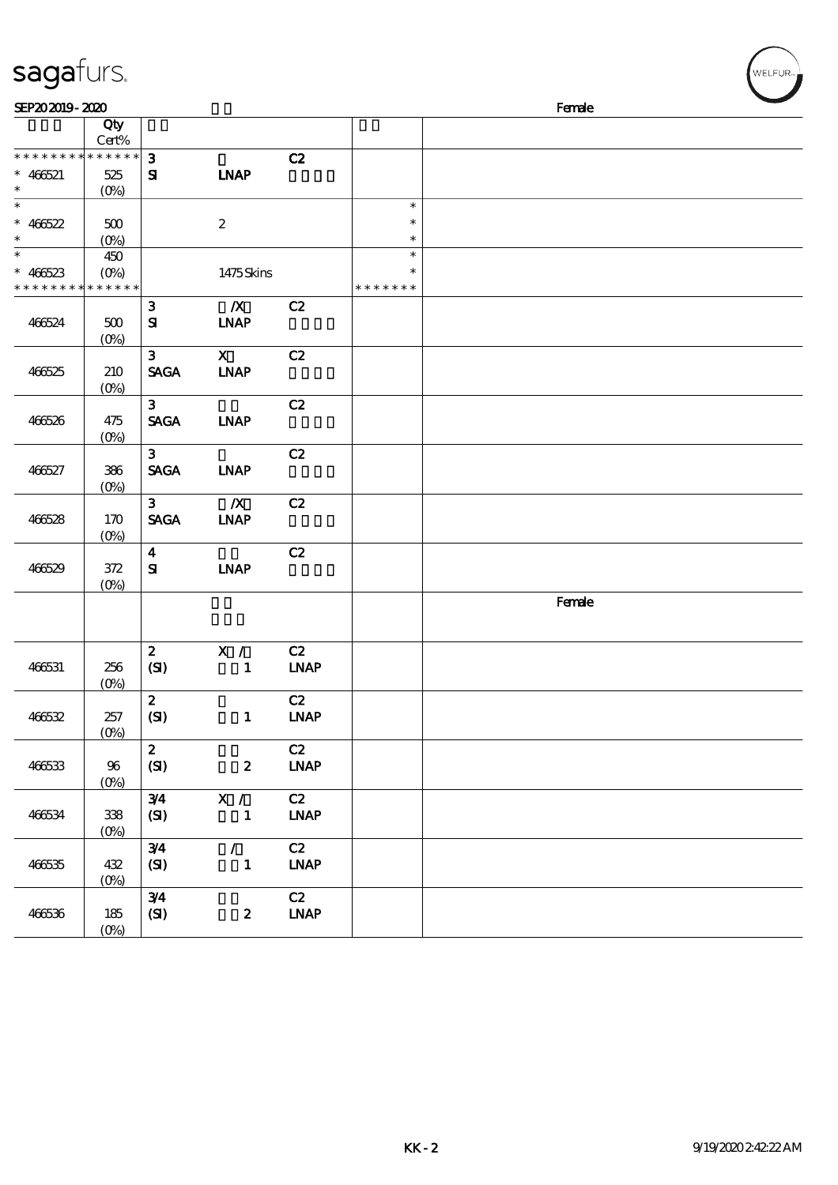sagafurs.

SEP20 2019 - 2020 Female

| | Qty Cert% | | | | | |
|---|---|---|---|---|---|---|
| * * * * * * * * * * * * * * | | 3 | | C2 | | |
| * 466521 | 525 | SI | LNAP | | | |
| * | (0%) | | | | | |
| * | | | | | * | |
| * 466522 | 500 | | 2 | | * | |
| * | (0%) | | | | * | |
| * | 450 | | | | * | |
| * 466523 | (0%) | | 1475 Skins | | * | |
| * * * * * * * * * * * * * * | | | | | * * * * * * * | |
| 466524 | 500 (0%) | 3 SI | /X LNAP | C2 | | |
| 466525 | 210 (0%) | 3 SAGA | X LNAP | C2 | | |
| 466526 | 475 (0%) | 3 SAGA | LNAP | C2 | | |
| 466527 | 386 (0%) | 3 SAGA | LNAP | C2 | | |
| 466528 | 170 (0%) | 3 SAGA | /X LNAP | C2 | | |
| 466529 | 372 (0%) | 4 SI | LNAP | C2 | | |
| | | | | | | Female |
| 466531 | 256 (0%) | 2 (SI) | X / 1 | C2 LNAP | | |
| 466532 | 257 (0%) | 2 (SI) | 1 | C2 LNAP | | |
| 466533 | 96 (0%) | 2 (SI) | 2 | C2 LNAP | | |
| 466534 | 338 (0%) | 3/4 (SI) | X / 1 | C2 LNAP | | |
| 466535 | 432 (0%) | 3/4 (SI) | / 1 | C2 LNAP | | |
| 466536 | 185 (0%) | 3/4 (SI) | 2 | C2 LNAP | | |